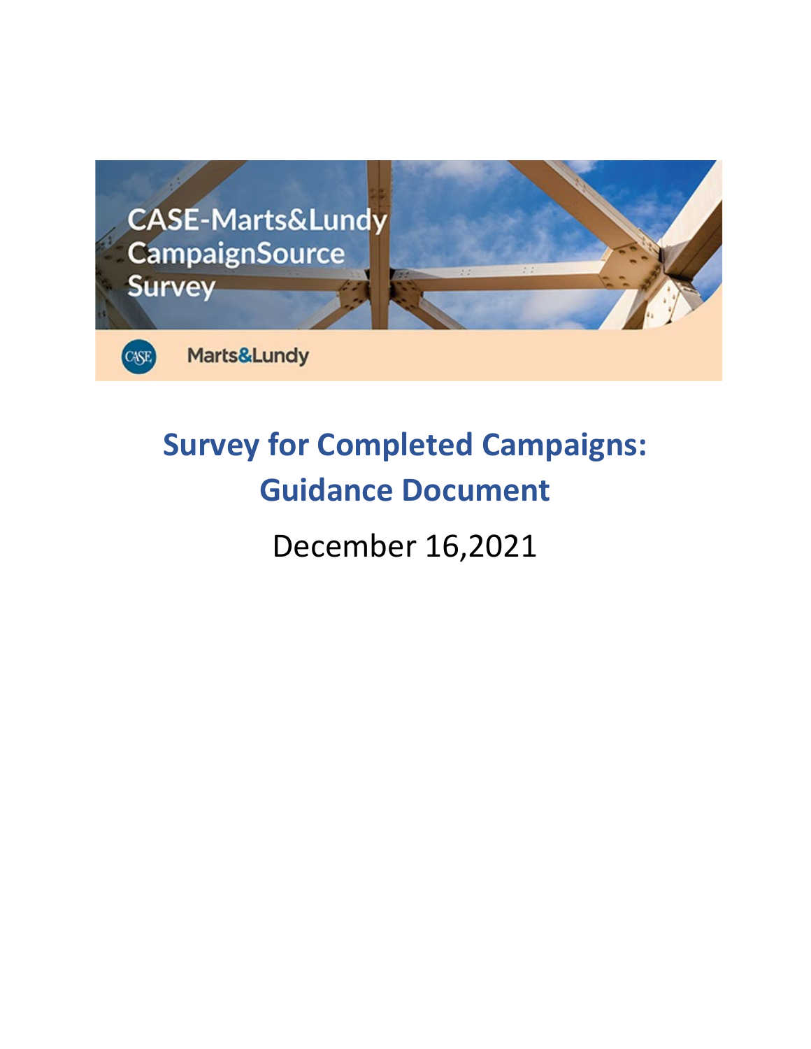CASE-Marts&Lundy CampaignSource Survey

CASE Marts&Lundy

# Survey for Completed Campaigns: Guidance Document

December 16,2021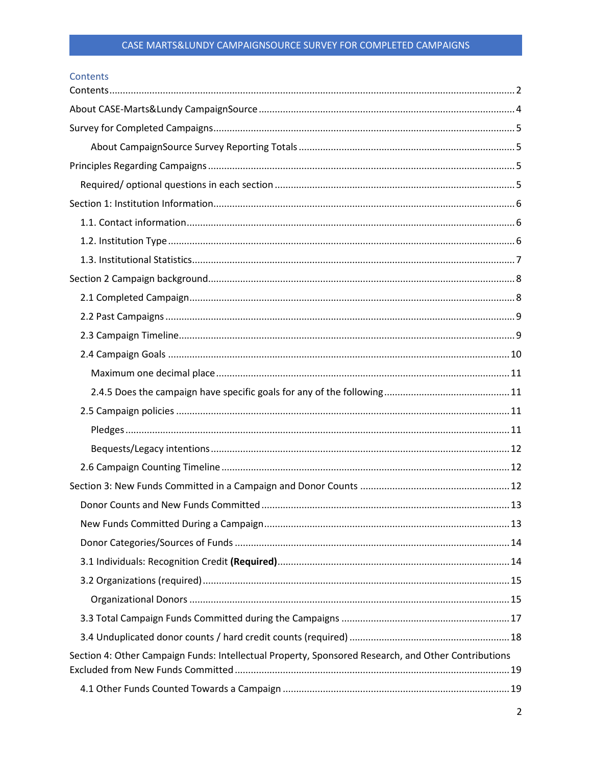## Contents

Contents ..... 2

About CASE-Marts&Lundy CampaignSource ..... 4

Survey for Completed Campaigns ..... 5

- About CampaignSource Survey Reporting Totals ..... 5

Principles Regarding Campaigns ..... 5

- Required/ optional questions in each section ..... 5

Section 1: Institution Information ..... 6

- 1.1. Contact information ..... 6
- 1.2. Institution Type ..... 6
- 1.3. Institutional Statistics ..... 7

Section 2 Campaign background ..... 8

- 2.1 Completed Campaign ..... 8
- 2.2 Past Campaigns ..... 9
- 2.3 Campaign Timeline ..... 9
- 2.4 Campaign Goals ..... 10
  - Maximum one decimal place ..... 11
  - 2.4.5 Does the campaign have specific goals for any of the following ..... 11
- 2.5 Campaign policies ..... 11
  - Pledges ..... 11
  - Bequests/Legacy intentions ..... 12
- 2.6 Campaign Counting Timeline ..... 12

Section 3: New Funds Committed in a Campaign and Donor Counts ..... 12

- Donor Counts and New Funds Committed ..... 13
- New Funds Committed During a Campaign ..... 13
- Donor Categories/Sources of Funds ..... 14
- 3.1 Individuals: Recognition Credit **(Required)** ..... 14
- 3.2 Organizations (required) ..... 15
  - Organizational Donors ..... 15
- 3.3 Total Campaign Funds Committed during the Campaigns ..... 17
- 3.4 Unduplicated donor counts / hard credit counts (required) ..... 18

Section 4: Other Campaign Funds: Intellectual Property, Sponsored Research, and Other Contributions Excluded from New Funds Committed ..... 19

- 4.1 Other Funds Counted Towards a Campaign ..... 19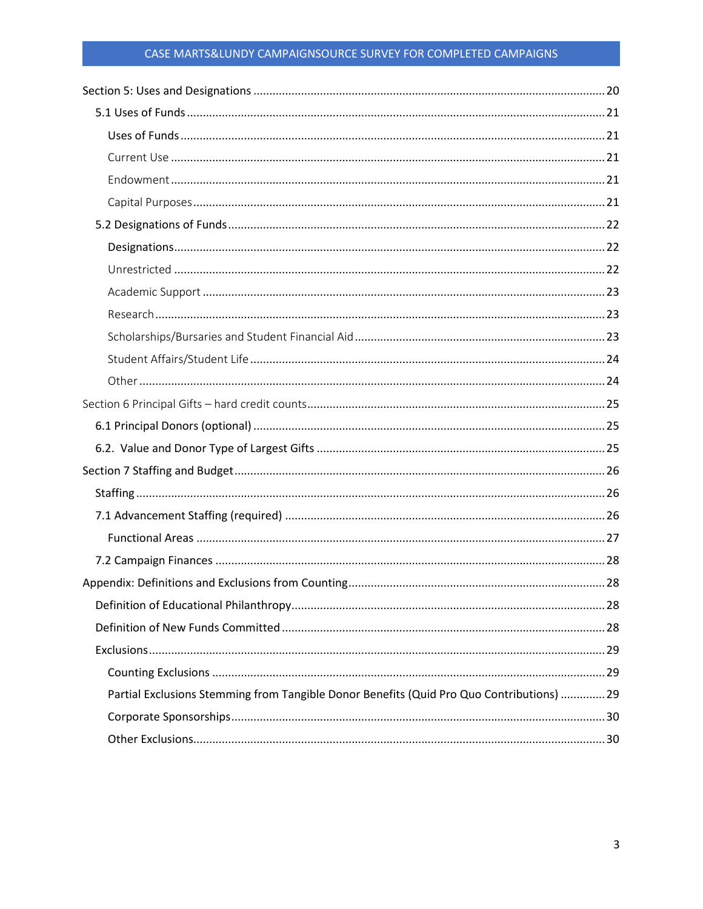- Section 5: Uses and Designations ............ 20
  - 5.1 Uses of Funds ............ 21
    - Uses of Funds ............ 21
    - Current Use ............ 21
    - Endowment ............ 21
    - Capital Purposes ............ 21
  - 5.2 Designations of Funds ............ 22
    - Designations ............ 22
    - Unrestricted ............ 22
    - Academic Support ............ 23
    - Research ............ 23
    - Scholarships/Bursaries and Student Financial Aid ............ 23
    - Student Affairs/Student Life ............ 24
    - Other ............ 24
- Section 6 Principal Gifts – hard credit counts ............ 25
  - 6.1 Principal Donors (optional) ............ 25
  - 6.2. Value and Donor Type of Largest Gifts ............ 25
- Section 7 Staffing and Budget ............ 26
  - Staffing ............ 26
  - 7.1 Advancement Staffing (required) ............ 26
    - Functional Areas ............ 27
  - 7.2 Campaign Finances ............ 28
- Appendix: Definitions and Exclusions from Counting ............ 28
  - Definition of Educational Philanthropy ............ 28
  - Definition of New Funds Committed ............ 28
  - Exclusions ............ 29
    - Counting Exclusions ............ 29
    - Partial Exclusions Stemming from Tangible Donor Benefits (Quid Pro Quo Contributions) ............ 29
    - Corporate Sponsorships ............ 30
    - Other Exclusions ............ 30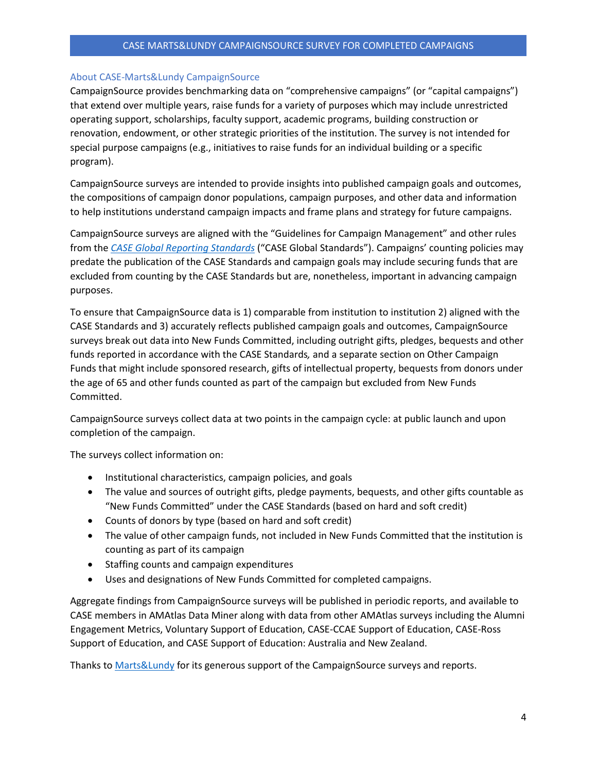## About CASE-Marts&Lundy CampaignSource

CampaignSource provides benchmarking data on "comprehensive campaigns" (or "capital campaigns") that extend over multiple years, raise funds for a variety of purposes which may include unrestricted operating support, scholarships, faculty support, academic programs, building construction or renovation, endowment, or other strategic priorities of the institution. The survey is not intended for special purpose campaigns (e.g., initiatives to raise funds for an individual building or a specific program).

CampaignSource surveys are intended to provide insights into published campaign goals and outcomes, the compositions of campaign donor populations, campaign purposes, and other data and information to help institutions understand campaign impacts and frame plans and strategy for future campaigns.

CampaignSource surveys are aligned with the "Guidelines for Campaign Management" and other rules from the *CASE Global Reporting Standards* ("CASE Global Standards"). Campaigns' counting policies may predate the publication of the CASE Standards and campaign goals may include securing funds that are excluded from counting by the CASE Standards but are, nonetheless, important in advancing campaign purposes.

To ensure that CampaignSource data is 1) comparable from institution to institution 2) aligned with the CASE Standards and 3) accurately reflects published campaign goals and outcomes, CampaignSource surveys break out data into New Funds Committed, including outright gifts, pledges, bequests and other funds reported in accordance with the CASE Standards, and a separate section on Other Campaign Funds that might include sponsored research, gifts of intellectual property, bequests from donors under the age of 65 and other funds counted as part of the campaign but excluded from New Funds Committed.

CampaignSource surveys collect data at two points in the campaign cycle: at public launch and upon completion of the campaign.

The surveys collect information on:

- Institutional characteristics, campaign policies, and goals
- The value and sources of outright gifts, pledge payments, bequests, and other gifts countable as "New Funds Committed" under the CASE Standards (based on hard and soft credit)
- Counts of donors by type (based on hard and soft credit)
- The value of other campaign funds, not included in New Funds Committed that the institution is counting as part of its campaign
- Staffing counts and campaign expenditures
- Uses and designations of New Funds Committed for completed campaigns.

Aggregate findings from CampaignSource surveys will be published in periodic reports, and available to CASE members in AMAtlas Data Miner along with data from other AMAtlas surveys including the Alumni Engagement Metrics, Voluntary Support of Education, CASE-CCAE Support of Education, CASE-Ross Support of Education, and CASE Support of Education: Australia and New Zealand.

Thanks to Marts&Lundy for its generous support of the CampaignSource surveys and reports.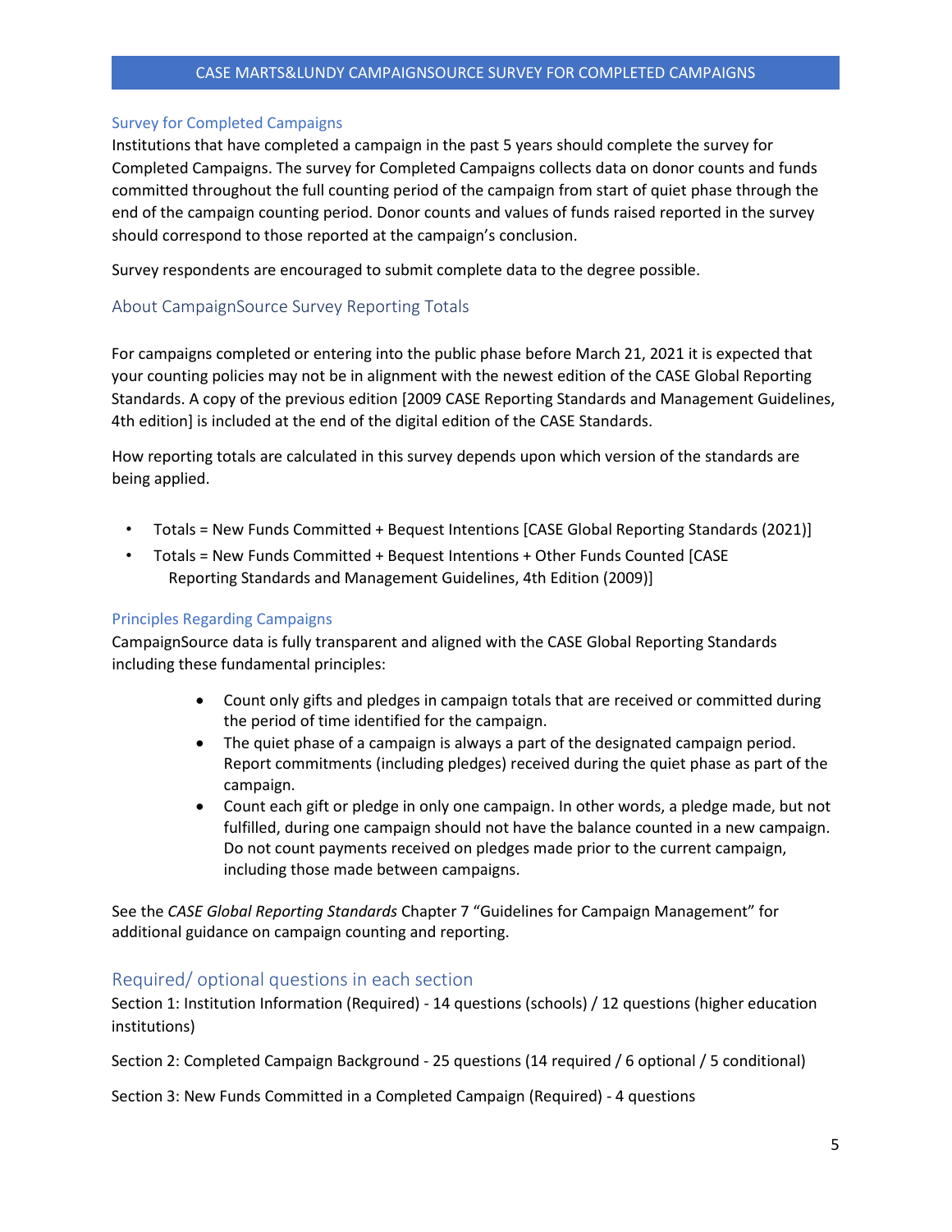## Survey for Completed Campaigns

Institutions that have completed a campaign in the past 5 years should complete the survey for Completed Campaigns. The survey for Completed Campaigns collects data on donor counts and funds committed throughout the full counting period of the campaign from start of quiet phase through the end of the campaign counting period. Donor counts and values of funds raised reported in the survey should correspond to those reported at the campaign's conclusion.

Survey respondents are encouraged to submit complete data to the degree possible.

## About CampaignSource Survey Reporting Totals

For campaigns completed or entering into the public phase before March 21, 2021 it is expected that your counting policies may not be in alignment with the newest edition of the CASE Global Reporting Standards. A copy of the previous edition [2009 CASE Reporting Standards and Management Guidelines, 4th edition] is included at the end of the digital edition of the CASE Standards.

How reporting totals are calculated in this survey depends upon which version of the standards are being applied.

- Totals = New Funds Committed + Bequest Intentions [CASE Global Reporting Standards (2021)]
- Totals = New Funds Committed + Bequest Intentions + Other Funds Counted [CASE Reporting Standards and Management Guidelines, 4th Edition (2009)]

## Principles Regarding Campaigns

CampaignSource data is fully transparent and aligned with the CASE Global Reporting Standards including these fundamental principles:

- Count only gifts and pledges in campaign totals that are received or committed during the period of time identified for the campaign.
- The quiet phase of a campaign is always a part of the designated campaign period. Report commitments (including pledges) received during the quiet phase as part of the campaign.
- Count each gift or pledge in only one campaign. In other words, a pledge made, but not fulfilled, during one campaign should not have the balance counted in a new campaign. Do not count payments received on pledges made prior to the current campaign, including those made between campaigns.

See the *CASE Global Reporting Standards* Chapter 7 "Guidelines for Campaign Management" for additional guidance on campaign counting and reporting.

## Required/ optional questions in each section

Section 1: Institution Information (Required) - 14 questions (schools) / 12 questions (higher education institutions)

Section 2: Completed Campaign Background - 25 questions (14 required / 6 optional / 5 conditional)

Section 3: New Funds Committed in a Completed Campaign (Required) - 4 questions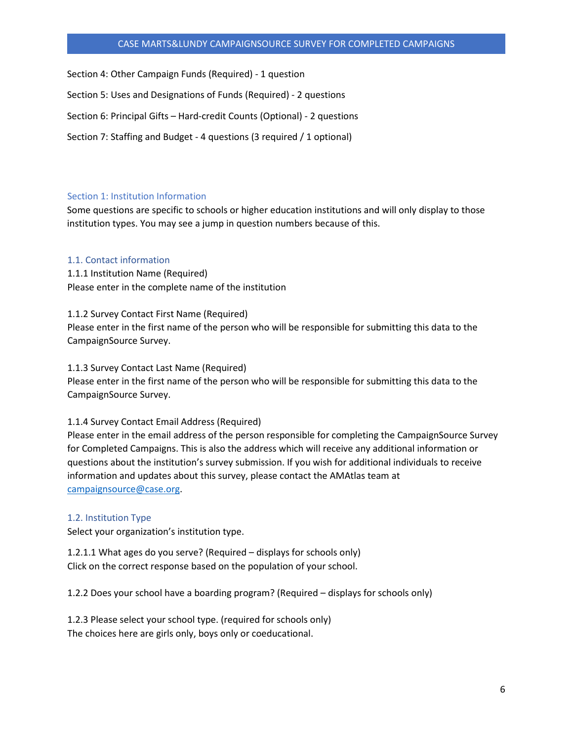Section 4: Other Campaign Funds (Required) - 1 question

Section 5: Uses and Designations of Funds (Required) - 2 questions

Section 6: Principal Gifts – Hard-credit Counts (Optional) - 2 questions

Section 7: Staffing and Budget - 4 questions (3 required / 1 optional)

## Section 1: Institution Information

Some questions are specific to schools or higher education institutions and will only display to those institution types. You may see a jump in question numbers because of this.

### 1.1. Contact information

1.1.1 Institution Name (Required)
Please enter in the complete name of the institution

1.1.2 Survey Contact First Name (Required)
Please enter in the first name of the person who will be responsible for submitting this data to the CampaignSource Survey.

1.1.3 Survey Contact Last Name (Required)
Please enter in the first name of the person who will be responsible for submitting this data to the CampaignSource Survey.

1.1.4 Survey Contact Email Address (Required)
Please enter in the email address of the person responsible for completing the CampaignSource Survey for Completed Campaigns. This is also the address which will receive any additional information or questions about the institution's survey submission. If you wish for additional individuals to receive information and updates about this survey, please contact the AMAtlas team at campaignsource@case.org.

### 1.2. Institution Type

Select your organization's institution type.

1.2.1.1 What ages do you serve? (Required – displays for schools only)
Click on the correct response based on the population of your school.

1.2.2 Does your school have a boarding program? (Required – displays for schools only)

1.2.3 Please select your school type. (required for schools only)
The choices here are girls only, boys only or coeducational.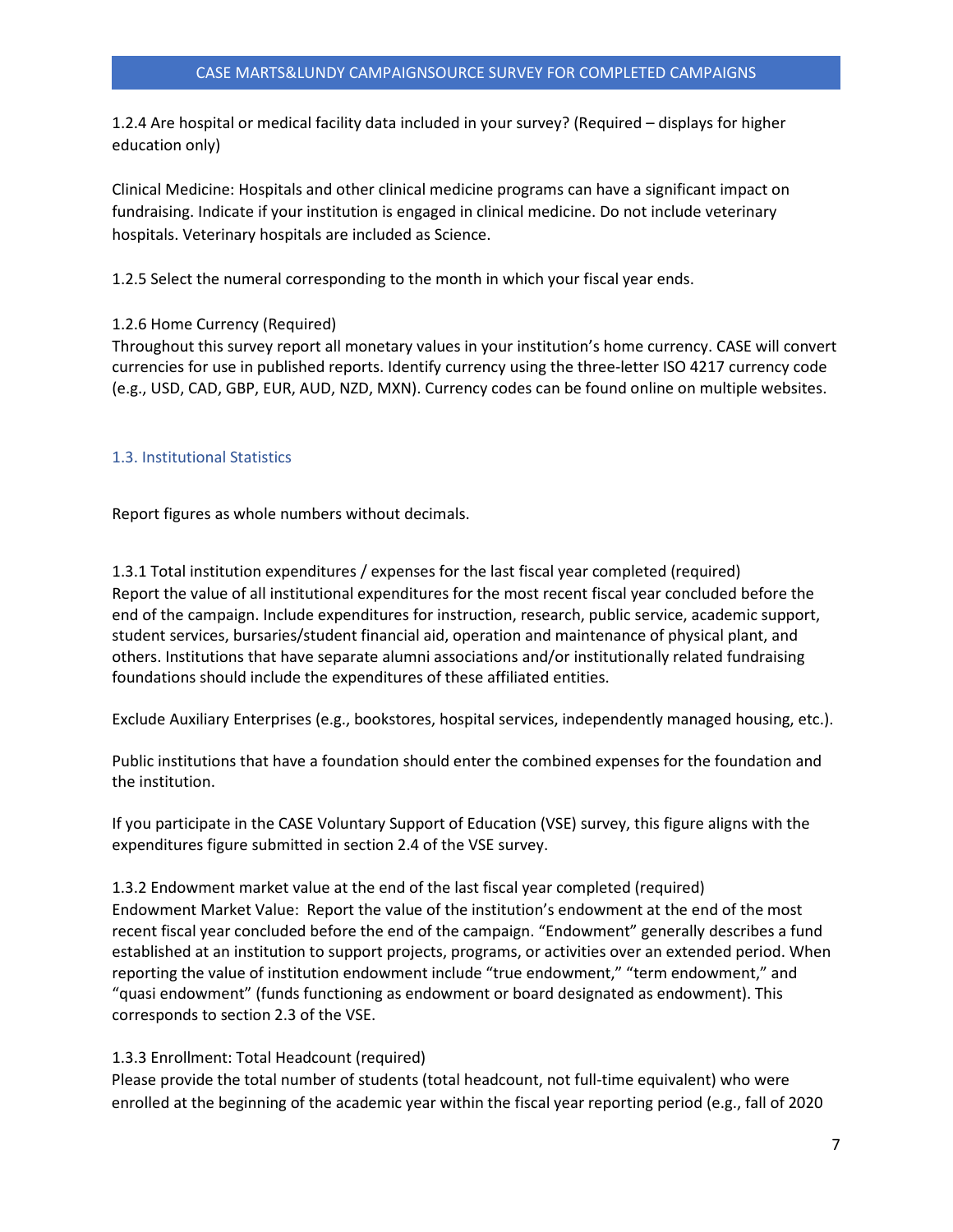1.2.4 Are hospital or medical facility data included in your survey? (Required – displays for higher education only)

Clinical Medicine: Hospitals and other clinical medicine programs can have a significant impact on fundraising. Indicate if your institution is engaged in clinical medicine. Do not include veterinary hospitals. Veterinary hospitals are included as Science.

1.2.5 Select the numeral corresponding to the month in which your fiscal year ends.

1.2.6 Home Currency (Required)
Throughout this survey report all monetary values in your institution's home currency. CASE will convert currencies for use in published reports. Identify currency using the three-letter ISO 4217 currency code (e.g., USD, CAD, GBP, EUR, AUD, NZD, MXN). Currency codes can be found online on multiple websites.

### 1.3. Institutional Statistics

Report figures as whole numbers without decimals.

1.3.1 Total institution expenditures / expenses for the last fiscal year completed (required)
Report the value of all institutional expenditures for the most recent fiscal year concluded before the end of the campaign. Include expenditures for instruction, research, public service, academic support, student services, bursaries/student financial aid, operation and maintenance of physical plant, and others. Institutions that have separate alumni associations and/or institutionally related fundraising foundations should include the expenditures of these affiliated entities.

Exclude Auxiliary Enterprises (e.g., bookstores, hospital services, independently managed housing, etc.).

Public institutions that have a foundation should enter the combined expenses for the foundation and the institution.

If you participate in the CASE Voluntary Support of Education (VSE) survey, this figure aligns with the expenditures figure submitted in section 2.4 of the VSE survey.

1.3.2 Endowment market value at the end of the last fiscal year completed (required)
Endowment Market Value: Report the value of the institution's endowment at the end of the most recent fiscal year concluded before the end of the campaign. "Endowment" generally describes a fund established at an institution to support projects, programs, or activities over an extended period. When reporting the value of institution endowment include "true endowment," "term endowment," and "quasi endowment" (funds functioning as endowment or board designated as endowment). This corresponds to section 2.3 of the VSE.

1.3.3 Enrollment: Total Headcount (required)
Please provide the total number of students (total headcount, not full-time equivalent) who were enrolled at the beginning of the academic year within the fiscal year reporting period (e.g., fall of 2020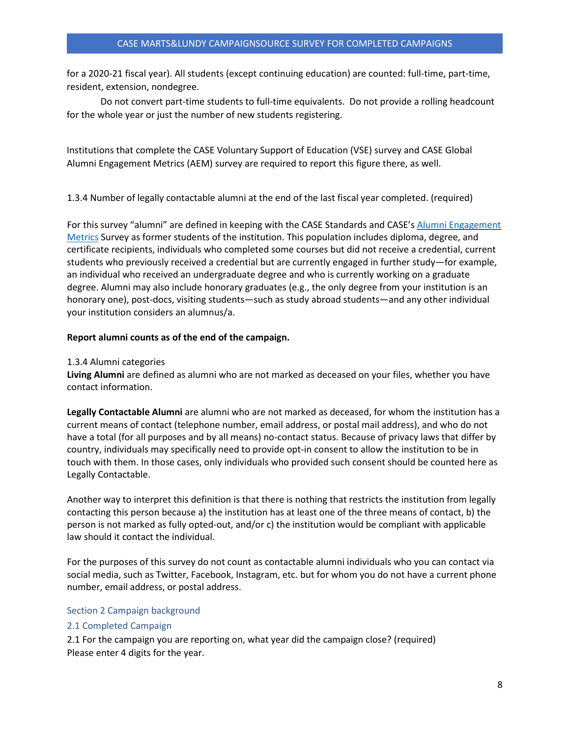for a 2020-21 fiscal year). All students (except continuing education) are counted: full-time, part-time, resident, extension, nondegree.

Do not convert part-time students to full-time equivalents. Do not provide a rolling headcount for the whole year or just the number of new students registering.

Institutions that complete the CASE Voluntary Support of Education (VSE) survey and CASE Global Alumni Engagement Metrics (AEM) survey are required to report this figure there, as well.

1.3.4 Number of legally contactable alumni at the end of the last fiscal year completed. (required)

For this survey "alumni" are defined in keeping with the CASE Standards and CASE's Alumni Engagement Metrics Survey as former students of the institution. This population includes diploma, degree, and certificate recipients, individuals who completed some courses but did not receive a credential, current students who previously received a credential but are currently engaged in further study—for example, an individual who received an undergraduate degree and who is currently working on a graduate degree. Alumni may also include honorary graduates (e.g., the only degree from your institution is an honorary one), post-docs, visiting students—such as study abroad students—and any other individual your institution considers an alumnus/a.

**Report alumni counts as of the end of the campaign.**

1.3.4 Alumni categories

**Living Alumni** are defined as alumni who are not marked as deceased on your files, whether you have contact information.

**Legally Contactable Alumni** are alumni who are not marked as deceased, for whom the institution has a current means of contact (telephone number, email address, or postal mail address), and who do not have a total (for all purposes and by all means) no-contact status. Because of privacy laws that differ by country, individuals may specifically need to provide opt-in consent to allow the institution to be in touch with them. In those cases, only individuals who provided such consent should be counted here as Legally Contactable.

Another way to interpret this definition is that there is nothing that restricts the institution from legally contacting this person because a) the institution has at least one of the three means of contact, b) the person is not marked as fully opted-out, and/or c) the institution would be compliant with applicable law should it contact the individual.

For the purposes of this survey do not count as contactable alumni individuals who you can contact via social media, such as Twitter, Facebook, Instagram, etc. but for whom you do not have a current phone number, email address, or postal address.

## Section 2 Campaign background

### 2.1 Completed Campaign

2.1 For the campaign you are reporting on, what year did the campaign close? (required)
Please enter 4 digits for the year.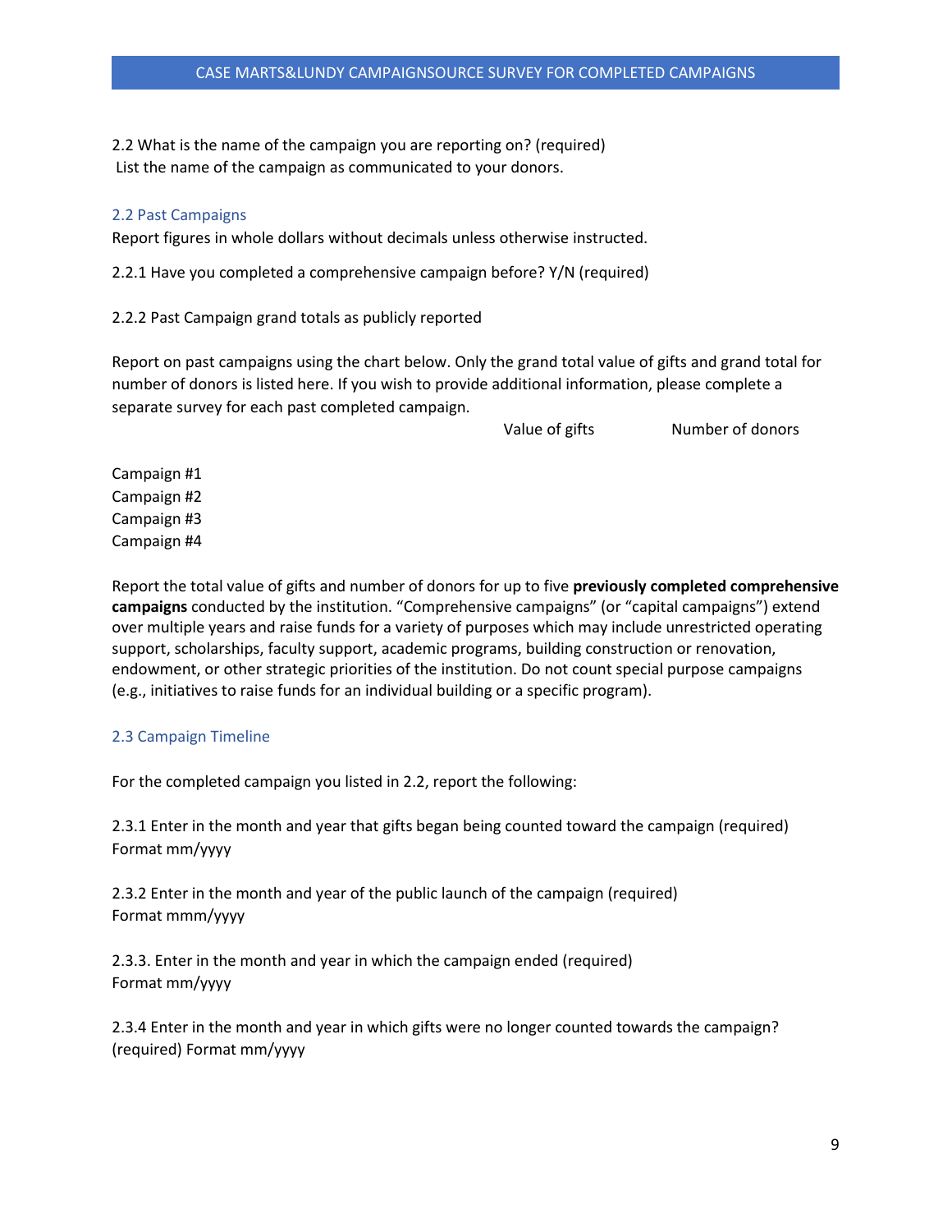2.2 What is the name of the campaign you are reporting on? (required)
List the name of the campaign as communicated to your donors.

### 2.2 Past Campaigns

Report figures in whole dollars without decimals unless otherwise instructed.

2.2.1 Have you completed a comprehensive campaign before? Y/N (required)

2.2.2 Past Campaign grand totals as publicly reported

Report on past campaigns using the chart below. Only the grand total value of gifts and grand total for number of donors is listed here. If you wish to provide additional information, please complete a separate survey for each past completed campaign.

| | Value of gifts | Number of donors |
|---|---|---|
| Campaign #1 | | |
| Campaign #2 | | |
| Campaign #3 | | |
| Campaign #4 | | |

Report the total value of gifts and number of donors for up to five **previously completed comprehensive campaigns** conducted by the institution. "Comprehensive campaigns" (or "capital campaigns") extend over multiple years and raise funds for a variety of purposes which may include unrestricted operating support, scholarships, faculty support, academic programs, building construction or renovation, endowment, or other strategic priorities of the institution. Do not count special purpose campaigns (e.g., initiatives to raise funds for an individual building or a specific program).

### 2.3 Campaign Timeline

For the completed campaign you listed in 2.2, report the following:

2.3.1 Enter in the month and year that gifts began being counted toward the campaign (required)
Format mm/yyyy

2.3.2 Enter in the month and year of the public launch of the campaign (required)
Format mmm/yyyy

2.3.3. Enter in the month and year in which the campaign ended (required)
Format mm/yyyy

2.3.4 Enter in the month and year in which gifts were no longer counted towards the campaign? (required) Format mm/yyyy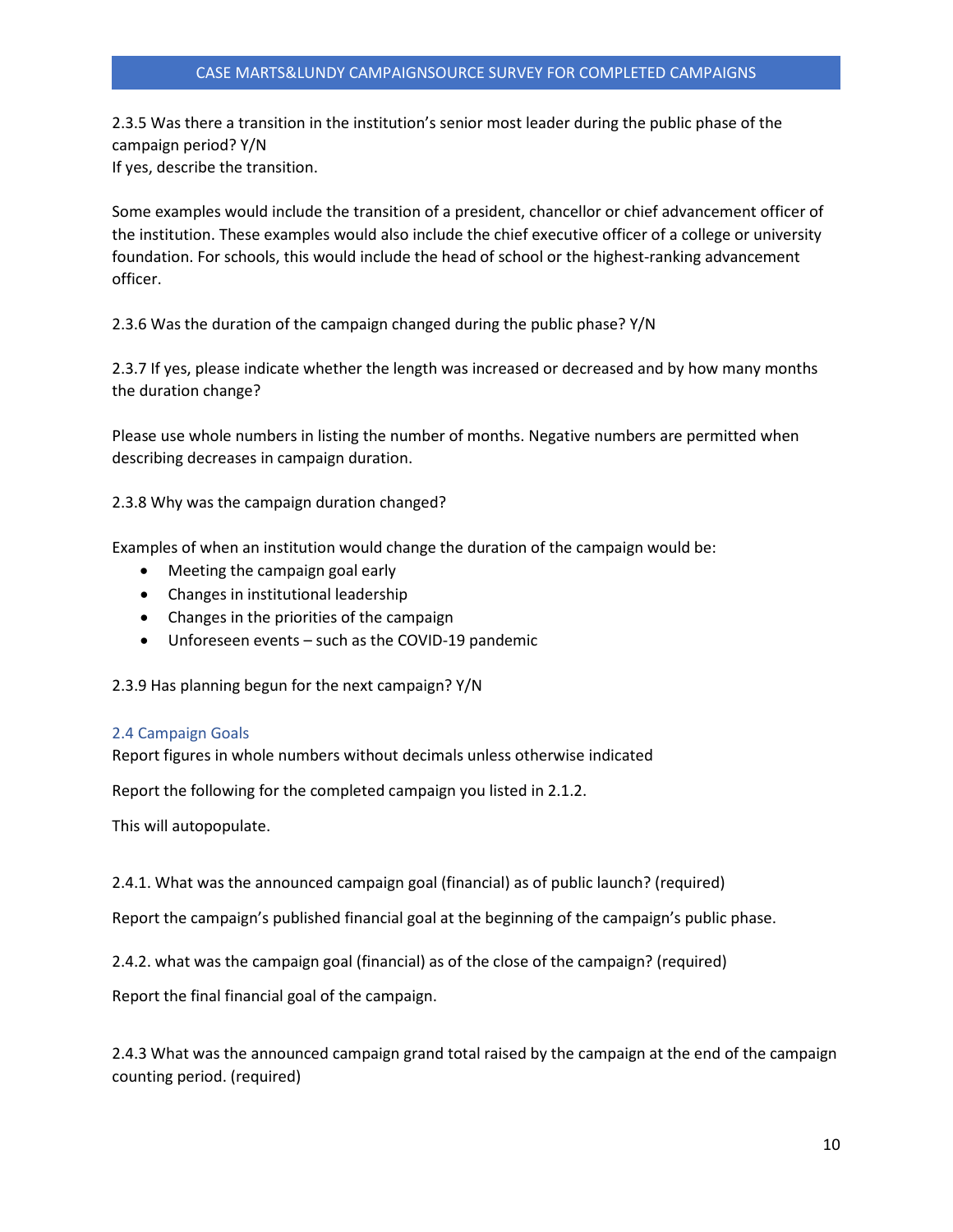2.3.5 Was there a transition in the institution's senior most leader during the public phase of the campaign period? Y/N
If yes, describe the transition.

Some examples would include the transition of a president, chancellor or chief advancement officer of the institution. These examples would also include the chief executive officer of a college or university foundation. For schools, this would include the head of school or the highest-ranking advancement officer.

2.3.6 Was the duration of the campaign changed during the public phase? Y/N

2.3.7 If yes, please indicate whether the length was increased or decreased and by how many months the duration change?

Please use whole numbers in listing the number of months. Negative numbers are permitted when describing decreases in campaign duration.

2.3.8 Why was the campaign duration changed?

Examples of when an institution would change the duration of the campaign would be:

- Meeting the campaign goal early
- Changes in institutional leadership
- Changes in the priorities of the campaign
- Unforeseen events – such as the COVID-19 pandemic

2.3.9 Has planning begun for the next campaign? Y/N

### 2.4 Campaign Goals

Report figures in whole numbers without decimals unless otherwise indicated

Report the following for the completed campaign you listed in 2.1.2.

This will autopopulate.

2.4.1. What was the announced campaign goal (financial) as of public launch? (required)

Report the campaign's published financial goal at the beginning of the campaign's public phase.

2.4.2. what was the campaign goal (financial) as of the close of the campaign? (required)

Report the final financial goal of the campaign.

2.4.3 What was the announced campaign grand total raised by the campaign at the end of the campaign counting period. (required)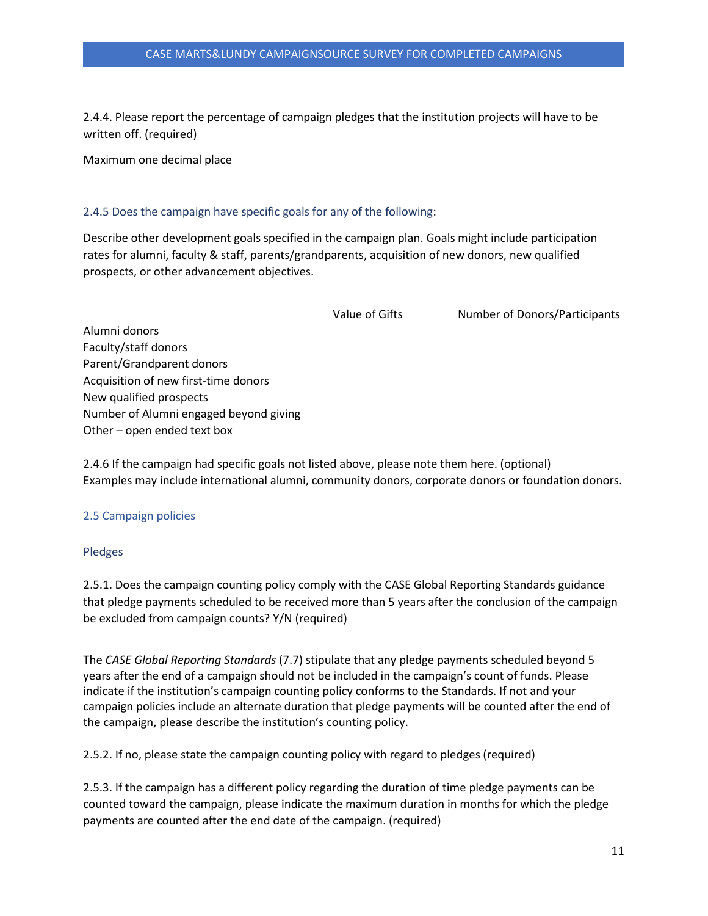2.4.4. Please report the percentage of campaign pledges that the institution projects will have to be written off. (required)

Maximum one decimal place

### 2.4.5 Does the campaign have specific goals for any of the following:

Describe other development goals specified in the campaign plan. Goals might include participation rates for alumni, faculty & staff, parents/grandparents, acquisition of new donors, new qualified prospects, or other advancement objectives.

| | Value of Gifts | Number of Donors/Participants |
|---|---|---|
| Alumni donors | | |
| Faculty/staff donors | | |
| Parent/Grandparent donors | | |
| Acquisition of new first-time donors | | |
| New qualified prospects | | |
| Number of Alumni engaged beyond giving | | |
| Other – open ended text box | | |

2.4.6 If the campaign had specific goals not listed above, please note them here. (optional) Examples may include international alumni, community donors, corporate donors or foundation donors.

## 2.5 Campaign policies

### Pledges

2.5.1. Does the campaign counting policy comply with the CASE Global Reporting Standards guidance that pledge payments scheduled to be received more than 5 years after the conclusion of the campaign be excluded from campaign counts? Y/N (required)

The *CASE Global Reporting Standards* (7.7) stipulate that any pledge payments scheduled beyond 5 years after the end of a campaign should not be included in the campaign's count of funds. Please indicate if the institution's campaign counting policy conforms to the Standards. If not and your campaign policies include an alternate duration that pledge payments will be counted after the end of the campaign, please describe the institution's counting policy.

2.5.2. If no, please state the campaign counting policy with regard to pledges (required)

2.5.3. If the campaign has a different policy regarding the duration of time pledge payments can be counted toward the campaign, please indicate the maximum duration in months for which the pledge payments are counted after the end date of the campaign. (required)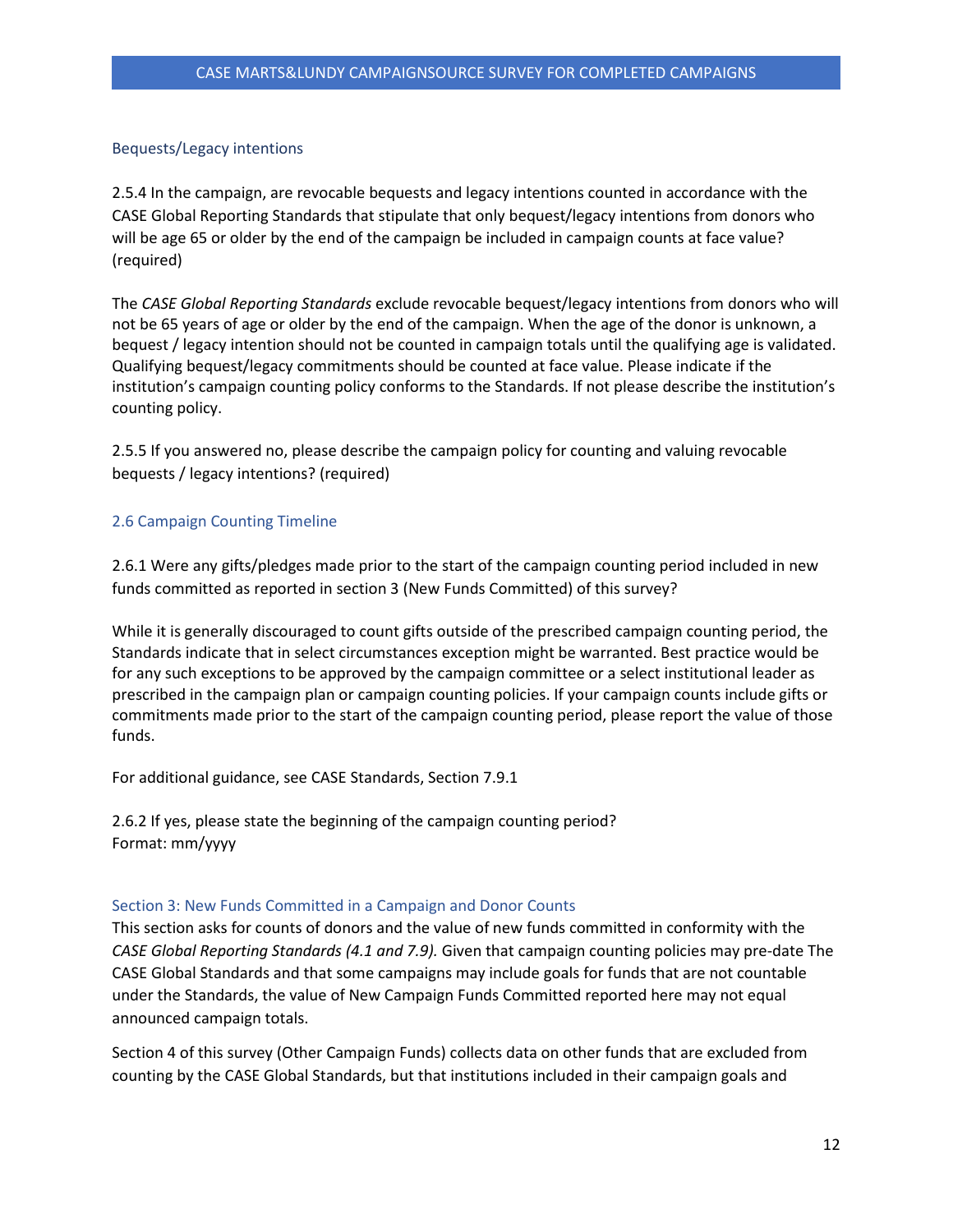### Bequests/Legacy intentions

2.5.4 In the campaign, are revocable bequests and legacy intentions counted in accordance with the CASE Global Reporting Standards that stipulate that only bequest/legacy intentions from donors who will be age 65 or older by the end of the campaign be included in campaign counts at face value? (required)

The *CASE Global Reporting Standards* exclude revocable bequest/legacy intentions from donors who will not be 65 years of age or older by the end of the campaign. When the age of the donor is unknown, a bequest / legacy intention should not be counted in campaign totals until the qualifying age is validated. Qualifying bequest/legacy commitments should be counted at face value. Please indicate if the institution's campaign counting policy conforms to the Standards. If not please describe the institution's counting policy.

2.5.5 If you answered no, please describe the campaign policy for counting and valuing revocable bequests / legacy intentions? (required)

## 2.6 Campaign Counting Timeline

2.6.1 Were any gifts/pledges made prior to the start of the campaign counting period included in new funds committed as reported in section 3 (New Funds Committed) of this survey?

While it is generally discouraged to count gifts outside of the prescribed campaign counting period, the Standards indicate that in select circumstances exception might be warranted. Best practice would be for any such exceptions to be approved by the campaign committee or a select institutional leader as prescribed in the campaign plan or campaign counting policies. If your campaign counts include gifts or commitments made prior to the start of the campaign counting period, please report the value of those funds.

For additional guidance, see CASE Standards, Section 7.9.1

2.6.2 If yes, please state the beginning of the campaign counting period?
Format: mm/yyyy

## Section 3: New Funds Committed in a Campaign and Donor Counts

This section asks for counts of donors and the value of new funds committed in conformity with the *CASE Global Reporting Standards (4.1 and 7.9).* Given that campaign counting policies may pre-date The CASE Global Standards and that some campaigns may include goals for funds that are not countable under the Standards, the value of New Campaign Funds Committed reported here may not equal announced campaign totals.

Section 4 of this survey (Other Campaign Funds) collects data on other funds that are excluded from counting by the CASE Global Standards, but that institutions included in their campaign goals and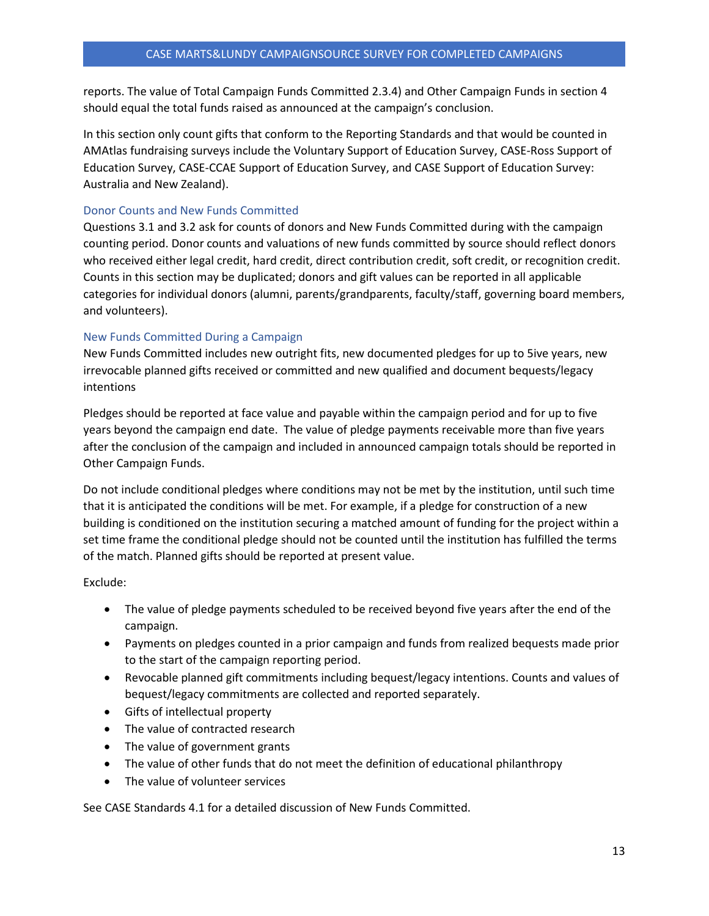reports. The value of Total Campaign Funds Committed 2.3.4) and Other Campaign Funds in section 4 should equal the total funds raised as announced at the campaign's conclusion.

In this section only count gifts that conform to the Reporting Standards and that would be counted in AMAtlas fundraising surveys include the Voluntary Support of Education Survey, CASE-Ross Support of Education Survey, CASE-CCAE Support of Education Survey, and CASE Support of Education Survey: Australia and New Zealand).

### Donor Counts and New Funds Committed

Questions 3.1 and 3.2 ask for counts of donors and New Funds Committed during with the campaign counting period. Donor counts and valuations of new funds committed by source should reflect donors who received either legal credit, hard credit, direct contribution credit, soft credit, or recognition credit. Counts in this section may be duplicated; donors and gift values can be reported in all applicable categories for individual donors (alumni, parents/grandparents, faculty/staff, governing board members, and volunteers).

### New Funds Committed During a Campaign

New Funds Committed includes new outright fits, new documented pledges for up to 5ive years, new irrevocable planned gifts received or committed and new qualified and document bequests/legacy intentions

Pledges should be reported at face value and payable within the campaign period and for up to five years beyond the campaign end date. The value of pledge payments receivable more than five years after the conclusion of the campaign and included in announced campaign totals should be reported in Other Campaign Funds.

Do not include conditional pledges where conditions may not be met by the institution, until such time that it is anticipated the conditions will be met. For example, if a pledge for construction of a new building is conditioned on the institution securing a matched amount of funding for the project within a set time frame the conditional pledge should not be counted until the institution has fulfilled the terms of the match. Planned gifts should be reported at present value.

Exclude:

- The value of pledge payments scheduled to be received beyond five years after the end of the campaign.
- Payments on pledges counted in a prior campaign and funds from realized bequests made prior to the start of the campaign reporting period.
- Revocable planned gift commitments including bequest/legacy intentions. Counts and values of bequest/legacy commitments are collected and reported separately.
- Gifts of intellectual property
- The value of contracted research
- The value of government grants
- The value of other funds that do not meet the definition of educational philanthropy
- The value of volunteer services

See CASE Standards 4.1 for a detailed discussion of New Funds Committed.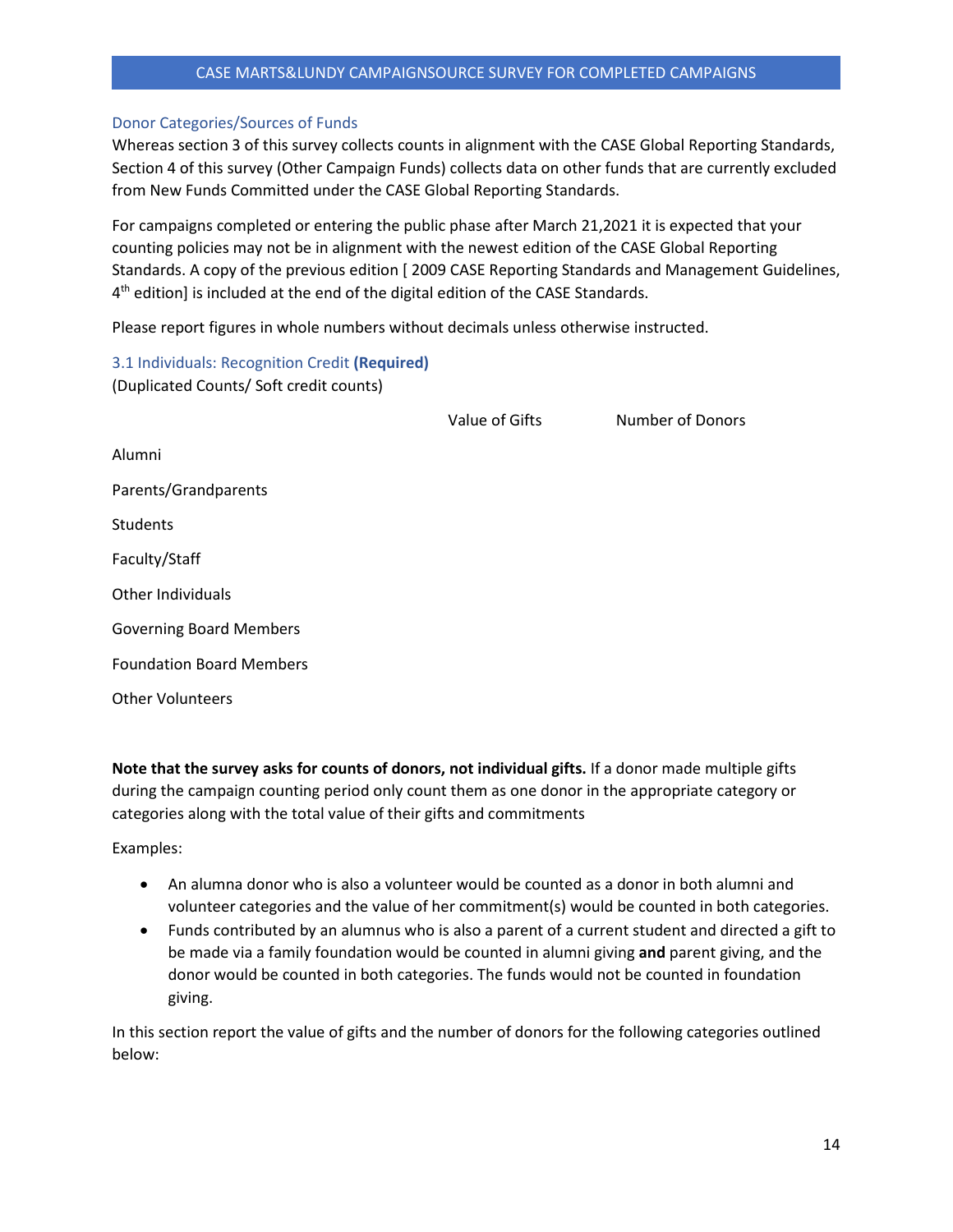## Donor Categories/Sources of Funds

Whereas section 3 of this survey collects counts in alignment with the CASE Global Reporting Standards, Section 4 of this survey (Other Campaign Funds) collects data on other funds that are currently excluded from New Funds Committed under the CASE Global Reporting Standards.

For campaigns completed or entering the public phase after March 21,2021 it is expected that your counting policies may not be in alignment with the newest edition of the CASE Global Reporting Standards. A copy of the previous edition [ 2009 CASE Reporting Standards and Management Guidelines, 4th edition] is included at the end of the digital edition of the CASE Standards.

Please report figures in whole numbers without decimals unless otherwise instructed.

### 3.1 Individuals: Recognition Credit **(Required)**

(Duplicated Counts/ Soft credit counts)

| | Value of Gifts | Number of Donors |
|---|---|---|
| Alumni | | |
| Parents/Grandparents | | |
| Students | | |
| Faculty/Staff | | |
| Other Individuals | | |
| Governing Board Members | | |
| Foundation Board Members | | |
| Other Volunteers | | |

**Note that the survey asks for counts of donors, not individual gifts.** If a donor made multiple gifts during the campaign counting period only count them as one donor in the appropriate category or categories along with the total value of their gifts and commitments

Examples:

- An alumna donor who is also a volunteer would be counted as a donor in both alumni and volunteer categories and the value of her commitment(s) would be counted in both categories.
- Funds contributed by an alumnus who is also a parent of a current student and directed a gift to be made via a family foundation would be counted in alumni giving **and** parent giving, and the donor would be counted in both categories. The funds would not be counted in foundation giving.

In this section report the value of gifts and the number of donors for the following categories outlined below: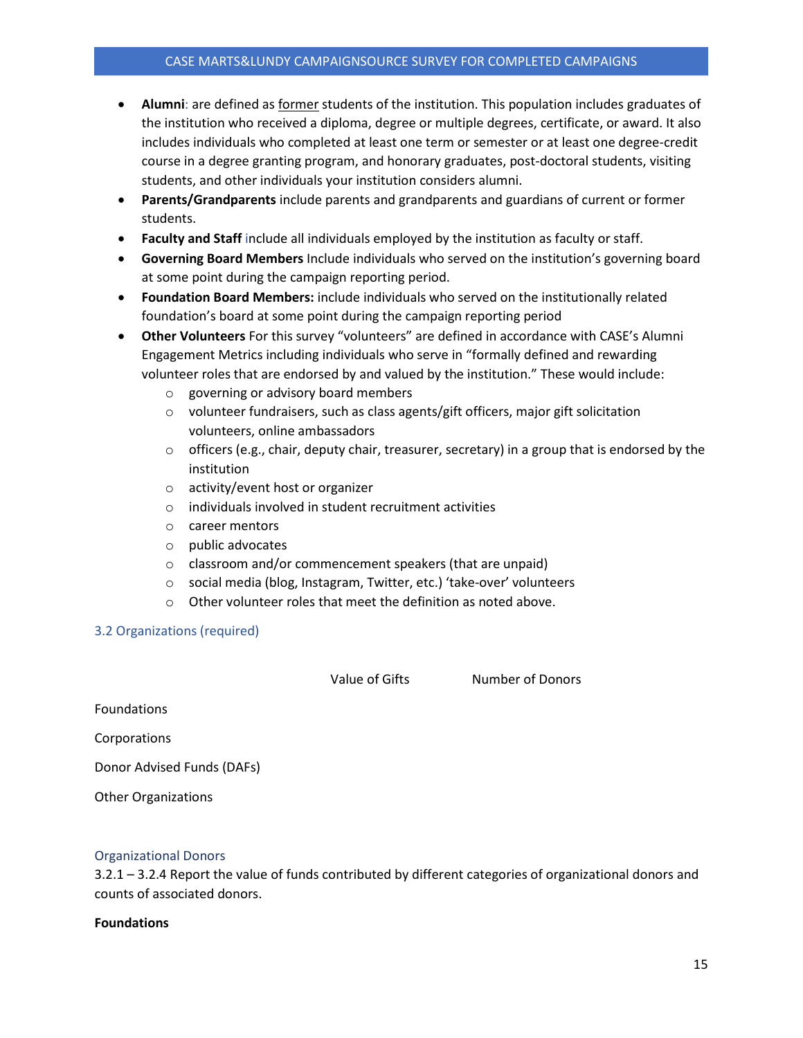- **Alumni**: are defined as former students of the institution. This population includes graduates of the institution who received a diploma, degree or multiple degrees, certificate, or award. It also includes individuals who completed at least one term or semester or at least one degree-credit course in a degree granting program, and honorary graduates, post-doctoral students, visiting students, and other individuals your institution considers alumni.
- **Parents/Grandparents** include parents and grandparents and guardians of current or former students.
- **Faculty and Staff** include all individuals employed by the institution as faculty or staff.
- **Governing Board Members** Include individuals who served on the institution's governing board at some point during the campaign reporting period.
- **Foundation Board Members:** include individuals who served on the institutionally related foundation's board at some point during the campaign reporting period
- **Other Volunteers** For this survey "volunteers" are defined in accordance with CASE's Alumni Engagement Metrics including individuals who serve in "formally defined and rewarding volunteer roles that are endorsed by and valued by the institution." These would include:
  - governing or advisory board members
  - volunteer fundraisers, such as class agents/gift officers, major gift solicitation volunteers, online ambassadors
  - officers (e.g., chair, deputy chair, treasurer, secretary) in a group that is endorsed by the institution
  - activity/event host or organizer
  - individuals involved in student recruitment activities
  - career mentors
  - public advocates
  - classroom and/or commencement speakers (that are unpaid)
  - social media (blog, Instagram, Twitter, etc.) 'take-over' volunteers
  - Other volunteer roles that meet the definition as noted above.

### 3.2 Organizations (required)

| | Value of Gifts | Number of Donors |
|---|---|---|
| Foundations | | |
| Corporations | | |
| Donor Advised Funds (DAFs) | | |
| Other Organizations | | |

#### Organizational Donors

3.2.1 – 3.2.4 Report the value of funds contributed by different categories of organizational donors and counts of associated donors.

**Foundations**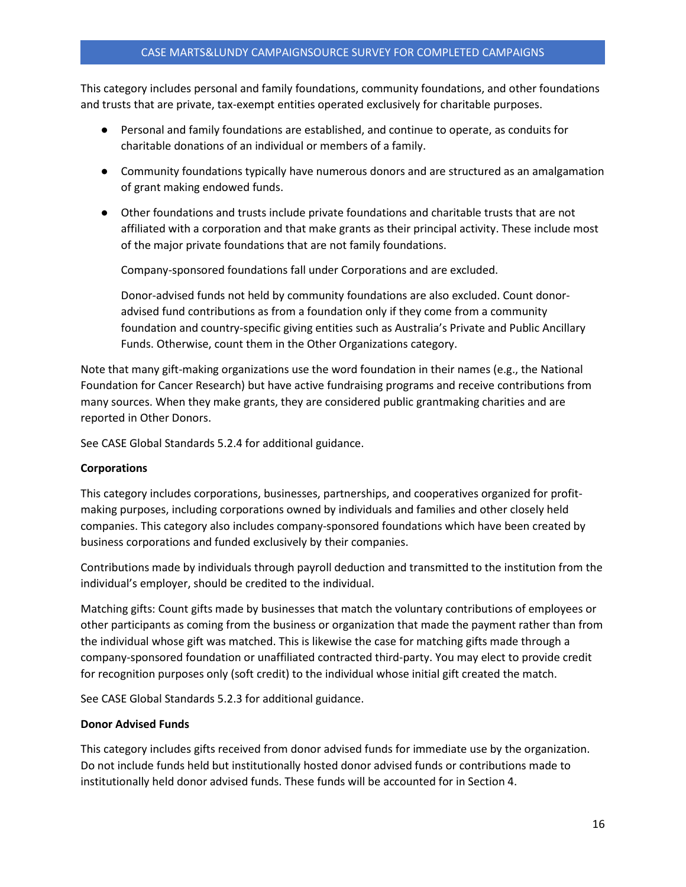This category includes personal and family foundations, community foundations, and other foundations and trusts that are private, tax-exempt entities operated exclusively for charitable purposes.

- Personal and family foundations are established, and continue to operate, as conduits for charitable donations of an individual or members of a family.
- Community foundations typically have numerous donors and are structured as an amalgamation of grant making endowed funds.
- Other foundations and trusts include private foundations and charitable trusts that are not affiliated with a corporation and that make grants as their principal activity. These include most of the major private foundations that are not family foundations.

  Company-sponsored foundations fall under Corporations and are excluded.

  Donor-advised funds not held by community foundations are also excluded. Count donor-advised fund contributions as from a foundation only if they come from a community foundation and country-specific giving entities such as Australia's Private and Public Ancillary Funds. Otherwise, count them in the Other Organizations category.

Note that many gift-making organizations use the word foundation in their names (e.g., the National Foundation for Cancer Research) but have active fundraising programs and receive contributions from many sources. When they make grants, they are considered public grantmaking charities and are reported in Other Donors.

See CASE Global Standards 5.2.4 for additional guidance.

**Corporations**

This category includes corporations, businesses, partnerships, and cooperatives organized for profit-making purposes, including corporations owned by individuals and families and other closely held companies. This category also includes company-sponsored foundations which have been created by business corporations and funded exclusively by their companies.

Contributions made by individuals through payroll deduction and transmitted to the institution from the individual's employer, should be credited to the individual.

Matching gifts: Count gifts made by businesses that match the voluntary contributions of employees or other participants as coming from the business or organization that made the payment rather than from the individual whose gift was matched. This is likewise the case for matching gifts made through a company-sponsored foundation or unaffiliated contracted third-party. You may elect to provide credit for recognition purposes only (soft credit) to the individual whose initial gift created the match.

See CASE Global Standards 5.2.3 for additional guidance.

**Donor Advised Funds**

This category includes gifts received from donor advised funds for immediate use by the organization. Do not include funds held but institutionally hosted donor advised funds or contributions made to institutionally held donor advised funds. These funds will be accounted for in Section 4.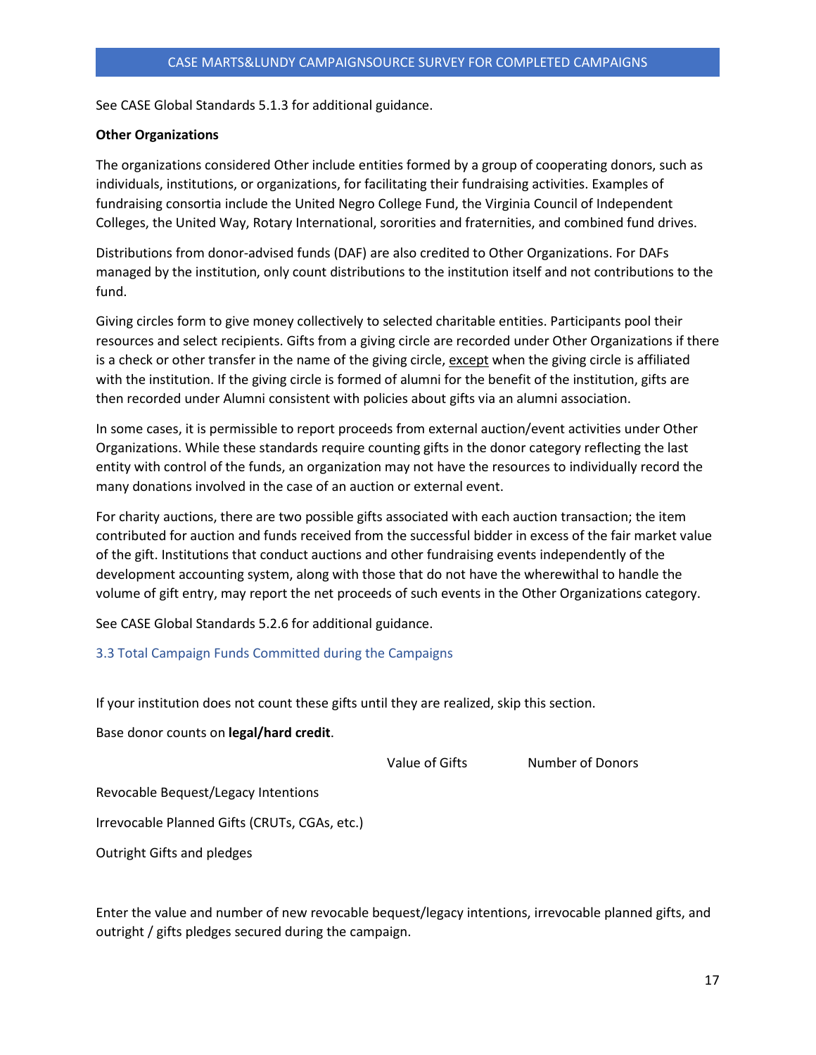See CASE Global Standards 5.1.3 for additional guidance.

**Other Organizations**

The organizations considered Other include entities formed by a group of cooperating donors, such as individuals, institutions, or organizations, for facilitating their fundraising activities. Examples of fundraising consortia include the United Negro College Fund, the Virginia Council of Independent Colleges, the United Way, Rotary International, sororities and fraternities, and combined fund drives.

Distributions from donor-advised funds (DAF) are also credited to Other Organizations. For DAFs managed by the institution, only count distributions to the institution itself and not contributions to the fund.

Giving circles form to give money collectively to selected charitable entities. Participants pool their resources and select recipients. Gifts from a giving circle are recorded under Other Organizations if there is a check or other transfer in the name of the giving circle, except when the giving circle is affiliated with the institution. If the giving circle is formed of alumni for the benefit of the institution, gifts are then recorded under Alumni consistent with policies about gifts via an alumni association.

In some cases, it is permissible to report proceeds from external auction/event activities under Other Organizations. While these standards require counting gifts in the donor category reflecting the last entity with control of the funds, an organization may not have the resources to individually record the many donations involved in the case of an auction or external event.

For charity auctions, there are two possible gifts associated with each auction transaction; the item contributed for auction and funds received from the successful bidder in excess of the fair market value of the gift. Institutions that conduct auctions and other fundraising events independently of the development accounting system, along with those that do not have the wherewithal to handle the volume of gift entry, may report the net proceeds of such events in the Other Organizations category.

See CASE Global Standards 5.2.6 for additional guidance.

### 3.3 Total Campaign Funds Committed during the Campaigns

If your institution does not count these gifts until they are realized, skip this section.

Base donor counts on **legal/hard credit**.

| | Value of Gifts | Number of Donors |
|---|---|---|
| Revocable Bequest/Legacy Intentions | | |
| Irrevocable Planned Gifts (CRUTs, CGAs, etc.) | | |
| Outright Gifts and pledges | | |

Enter the value and number of new revocable bequest/legacy intentions, irrevocable planned gifts, and outright / gifts pledges secured during the campaign.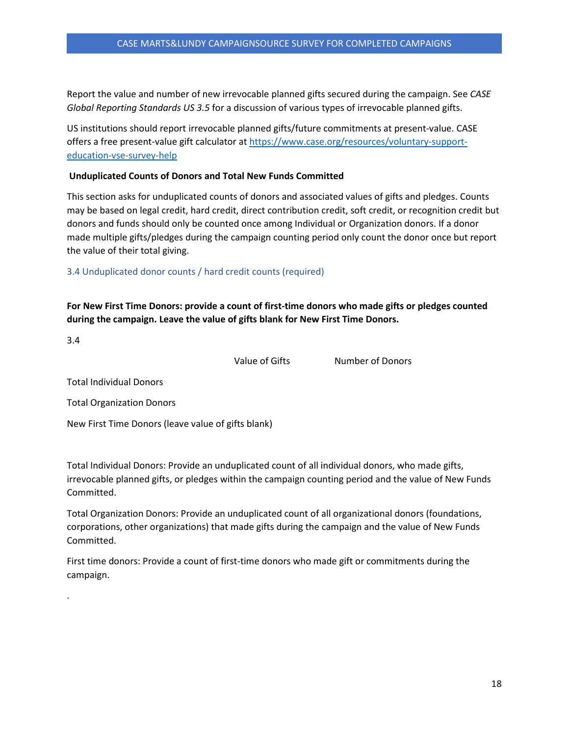Report the value and number of new irrevocable planned gifts secured during the campaign. See *CASE Global Reporting Standards US 3.5* for a discussion of various types of irrevocable planned gifts.

US institutions should report irrevocable planned gifts/future commitments at present-value. CASE offers a free present-value gift calculator at [https://www.case.org/resources/voluntary-support-education-vse-survey-help](https://www.case.org/resources/voluntary-support-education-vse-survey-help)

**Unduplicated Counts of Donors and Total New Funds Committed**

This section asks for unduplicated counts of donors and associated values of gifts and pledges. Counts may be based on legal credit, hard credit, direct contribution credit, soft credit, or recognition credit but donors and funds should only be counted once among Individual or Organization donors. If a donor made multiple gifts/pledges during the campaign counting period only count the donor once but report the value of their total giving.

### 3.4 Unduplicated donor counts / hard credit counts (required)

**For New First Time Donors: provide a count of first-time donors who made gifts or pledges counted during the campaign. Leave the value of gifts blank for New First Time Donors.**

3.4

| | Value of Gifts | Number of Donors |
|---|---|---|
| Total Individual Donors | | |
| Total Organization Donors | | |
| New First Time Donors (leave value of gifts blank) | | |

Total Individual Donors: Provide an unduplicated count of all individual donors, who made gifts, irrevocable planned gifts, or pledges within the campaign counting period and the value of New Funds Committed.

Total Organization Donors: Provide an unduplicated count of all organizational donors (foundations, corporations, other organizations) that made gifts during the campaign and the value of New Funds Committed.

First time donors: Provide a count of first-time donors who made gift or commitments during the campaign.

.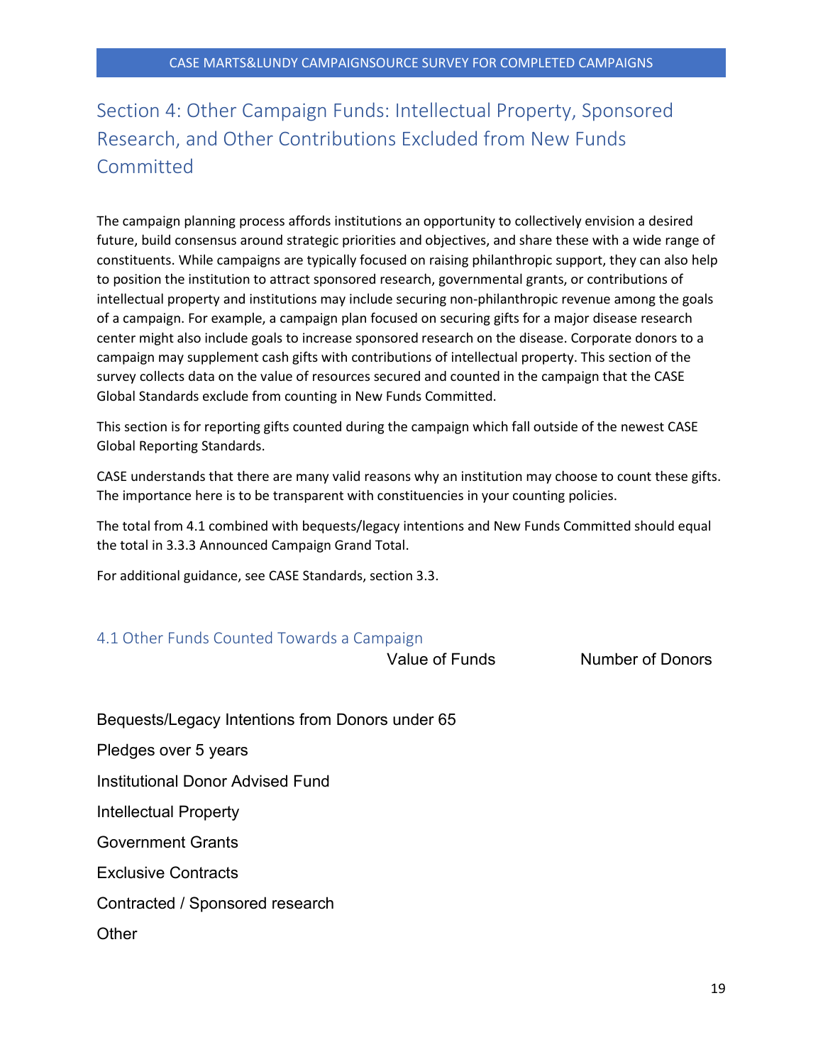## Section 4: Other Campaign Funds: Intellectual Property, Sponsored Research, and Other Contributions Excluded from New Funds Committed

The campaign planning process affords institutions an opportunity to collectively envision a desired future, build consensus around strategic priorities and objectives, and share these with a wide range of constituents. While campaigns are typically focused on raising philanthropic support, they can also help to position the institution to attract sponsored research, governmental grants, or contributions of intellectual property and institutions may include securing non-philanthropic revenue among the goals of a campaign. For example, a campaign plan focused on securing gifts for a major disease research center might also include goals to increase sponsored research on the disease. Corporate donors to a campaign may supplement cash gifts with contributions of intellectual property. This section of the survey collects data on the value of resources secured and counted in the campaign that the CASE Global Standards exclude from counting in New Funds Committed.

This section is for reporting gifts counted during the campaign which fall outside of the newest CASE Global Reporting Standards.

CASE understands that there are many valid reasons why an institution may choose to count these gifts. The importance here is to be transparent with constituencies in your counting policies.

The total from 4.1 combined with bequests/legacy intentions and New Funds Committed should equal the total in 3.3.3 Announced Campaign Grand Total.

For additional guidance, see CASE Standards, section 3.3.

### 4.1 Other Funds Counted Towards a Campaign

| | Value of Funds | Number of Donors |
|---|---|---|
| Bequests/Legacy Intentions from Donors under 65 | | |
| Pledges over 5 years | | |
| Institutional Donor Advised Fund | | |
| Intellectual Property | | |
| Government Grants | | |
| Exclusive Contracts | | |
| Contracted / Sponsored research | | |
| Other | | |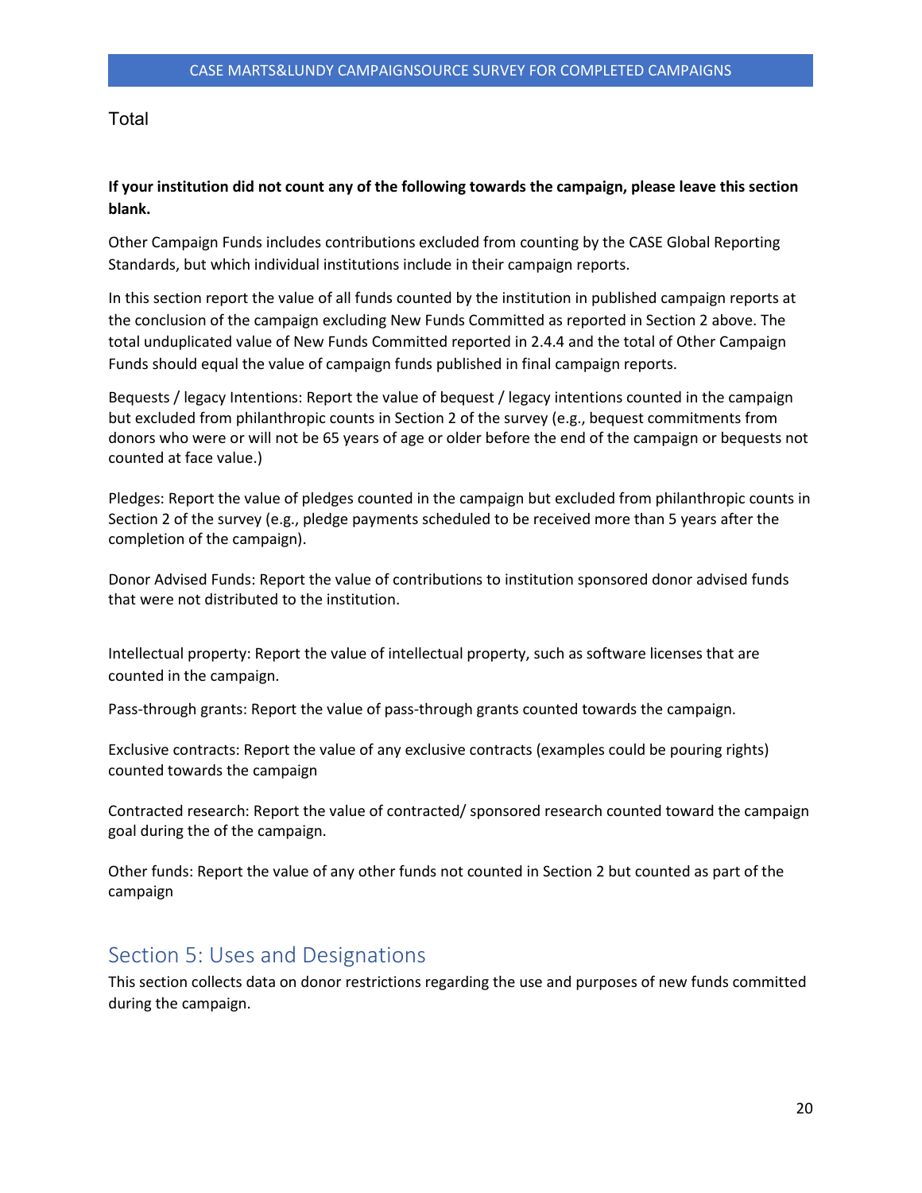Total

**If your institution did not count any of the following towards the campaign, please leave this section blank.**

Other Campaign Funds includes contributions excluded from counting by the CASE Global Reporting Standards, but which individual institutions include in their campaign reports.

In this section report the value of all funds counted by the institution in published campaign reports at the conclusion of the campaign excluding New Funds Committed as reported in Section 2 above. The total unduplicated value of New Funds Committed reported in 2.4.4 and the total of Other Campaign Funds should equal the value of campaign funds published in final campaign reports.

Bequests / legacy Intentions: Report the value of bequest / legacy intentions counted in the campaign but excluded from philanthropic counts in Section 2 of the survey (e.g., bequest commitments from donors who were or will not be 65 years of age or older before the end of the campaign or bequests not counted at face value.)

Pledges: Report the value of pledges counted in the campaign but excluded from philanthropic counts in Section 2 of the survey (e.g., pledge payments scheduled to be received more than 5 years after the completion of the campaign).

Donor Advised Funds: Report the value of contributions to institution sponsored donor advised funds that were not distributed to the institution.

Intellectual property: Report the value of intellectual property, such as software licenses that are counted in the campaign.

Pass-through grants: Report the value of pass-through grants counted towards the campaign.

Exclusive contracts: Report the value of any exclusive contracts (examples could be pouring rights) counted towards the campaign

Contracted research: Report the value of contracted/ sponsored research counted toward the campaign goal during the of the campaign.

Other funds: Report the value of any other funds not counted in Section 2 but counted as part of the campaign

## Section 5: Uses and Designations

This section collects data on donor restrictions regarding the use and purposes of new funds committed during the campaign.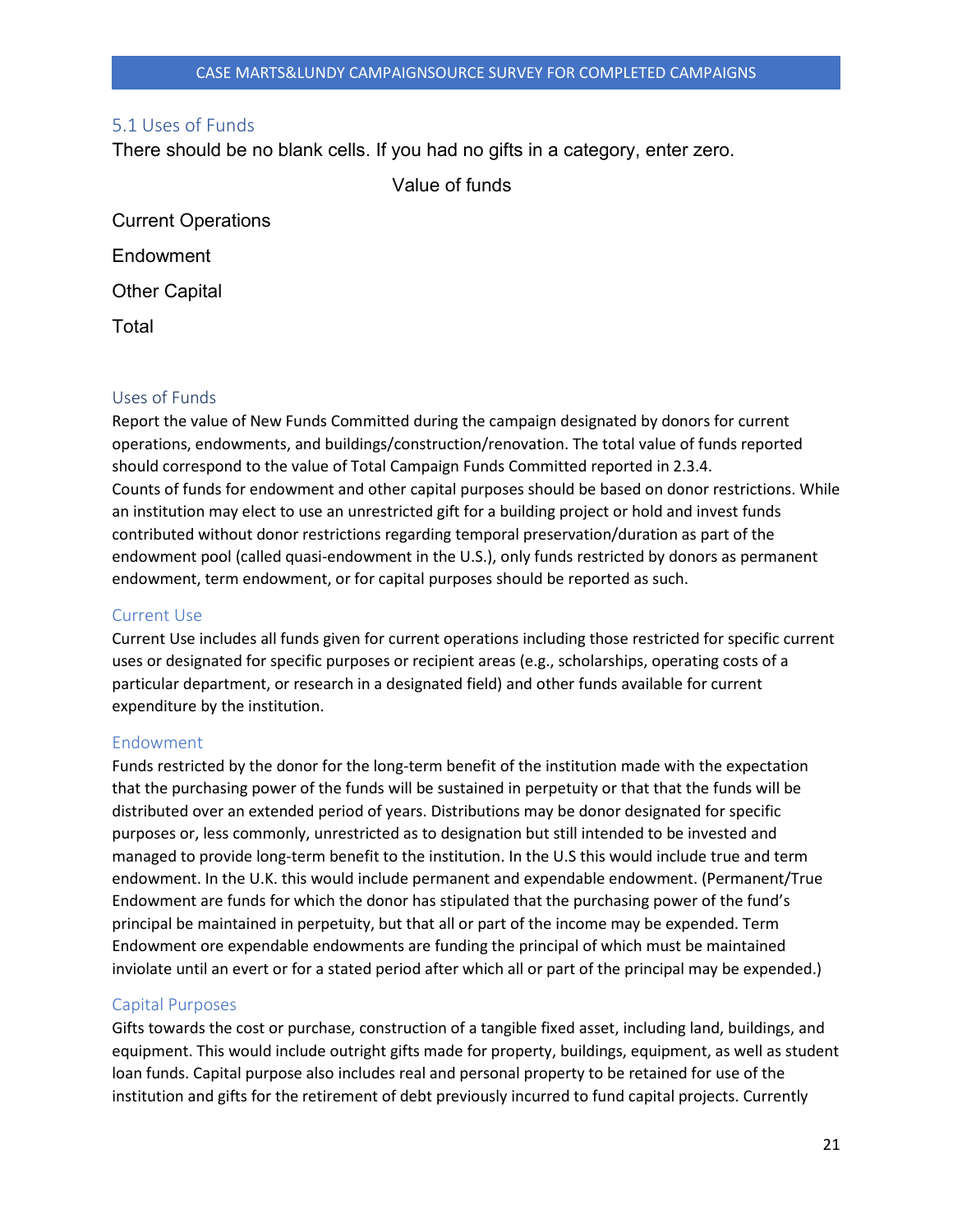## 5.1 Uses of Funds

There should be no blank cells. If you had no gifts in a category, enter zero.

| | Value of funds |
|---|---|
| Current Operations | |
| Endowment | |
| Other Capital | |
| Total | |

### Uses of Funds

Report the value of New Funds Committed during the campaign designated by donors for current operations, endowments, and buildings/construction/renovation. The total value of funds reported should correspond to the value of Total Campaign Funds Committed reported in 2.3.4.
Counts of funds for endowment and other capital purposes should be based on donor restrictions. While an institution may elect to use an unrestricted gift for a building project or hold and invest funds contributed without donor restrictions regarding temporal preservation/duration as part of the endowment pool (called quasi-endowment in the U.S.), only funds restricted by donors as permanent endowment, term endowment, or for capital purposes should be reported as such.

### Current Use

Current Use includes all funds given for current operations including those restricted for specific current uses or designated for specific purposes or recipient areas (e.g., scholarships, operating costs of a particular department, or research in a designated field) and other funds available for current expenditure by the institution.

### Endowment

Funds restricted by the donor for the long-term benefit of the institution made with the expectation that the purchasing power of the funds will be sustained in perpetuity or that that the funds will be distributed over an extended period of years. Distributions may be donor designated for specific purposes or, less commonly, unrestricted as to designation but still intended to be invested and managed to provide long-term benefit to the institution. In the U.S this would include true and term endowment. In the U.K. this would include permanent and expendable endowment. (Permanent/True Endowment are funds for which the donor has stipulated that the purchasing power of the fund's principal be maintained in perpetuity, but that all or part of the income may be expended. Term Endowment ore expendable endowments are funding the principal of which must be maintained inviolate until an evert or for a stated period after which all or part of the principal may be expended.)

### Capital Purposes

Gifts towards the cost or purchase, construction of a tangible fixed asset, including land, buildings, and equipment. This would include outright gifts made for property, buildings, equipment, as well as student loan funds. Capital purpose also includes real and personal property to be retained for use of the institution and gifts for the retirement of debt previously incurred to fund capital projects. Currently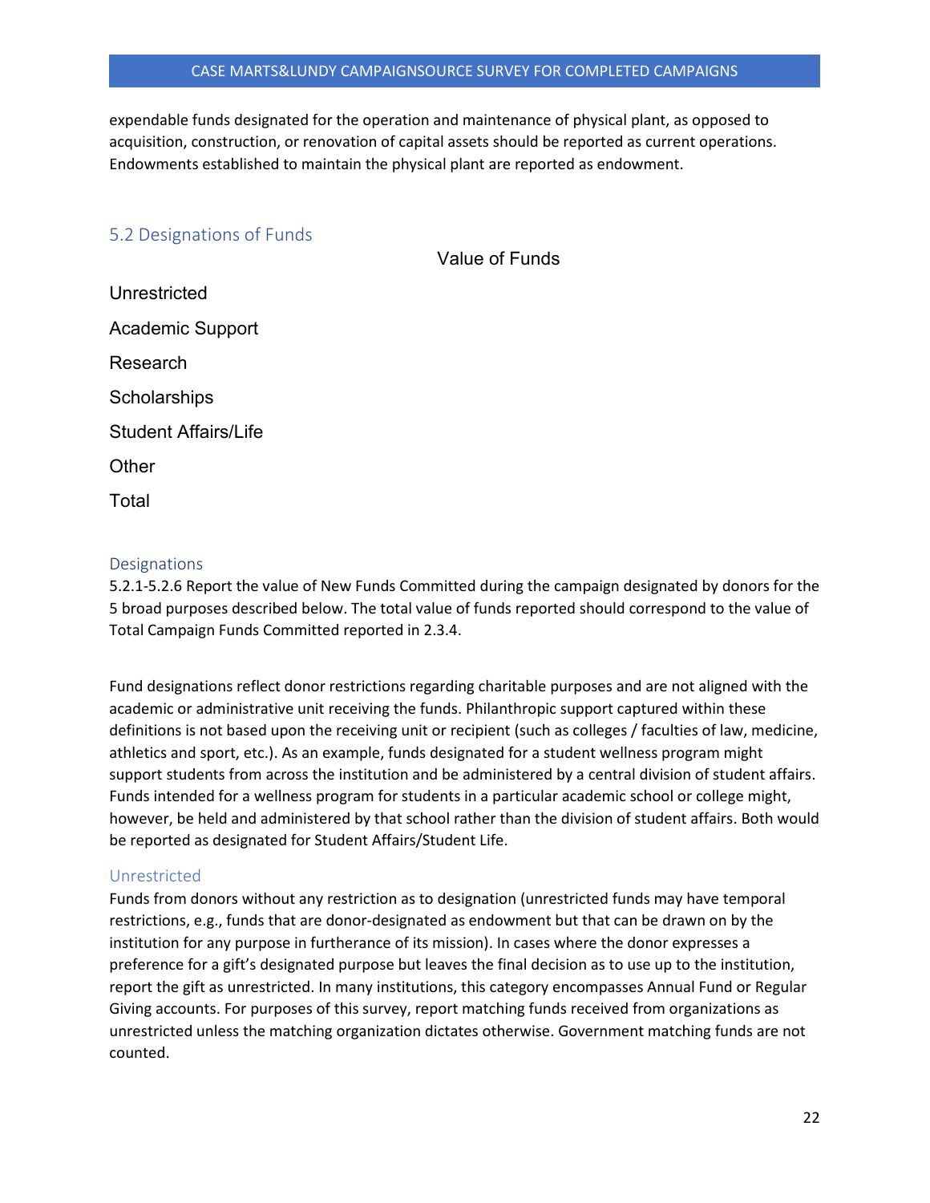expendable funds designated for the operation and maintenance of physical plant, as opposed to acquisition, construction, or renovation of capital assets should be reported as current operations. Endowments established to maintain the physical plant are reported as endowment.

## 5.2 Designations of Funds

| | Value of Funds |
|---|---|
| Unrestricted | |
| Academic Support | |
| Research | |
| Scholarships | |
| Student Affairs/Life | |
| Other | |
| Total | |

### Designations

5.2.1-5.2.6 Report the value of New Funds Committed during the campaign designated by donors for the 5 broad purposes described below. The total value of funds reported should correspond to the value of Total Campaign Funds Committed reported in 2.3.4.

Fund designations reflect donor restrictions regarding charitable purposes and are not aligned with the academic or administrative unit receiving the funds. Philanthropic support captured within these definitions is not based upon the receiving unit or recipient (such as colleges / faculties of law, medicine, athletics and sport, etc.). As an example, funds designated for a student wellness program might support students from across the institution and be administered by a central division of student affairs. Funds intended for a wellness program for students in a particular academic school or college might, however, be held and administered by that school rather than the division of student affairs. Both would be reported as designated for Student Affairs/Student Life.

### Unrestricted

Funds from donors without any restriction as to designation (unrestricted funds may have temporal restrictions, e.g., funds that are donor-designated as endowment but that can be drawn on by the institution for any purpose in furtherance of its mission). In cases where the donor expresses a preference for a gift's designated purpose but leaves the final decision as to use up to the institution, report the gift as unrestricted. In many institutions, this category encompasses Annual Fund or Regular Giving accounts. For purposes of this survey, report matching funds received from organizations as unrestricted unless the matching organization dictates otherwise. Government matching funds are not counted.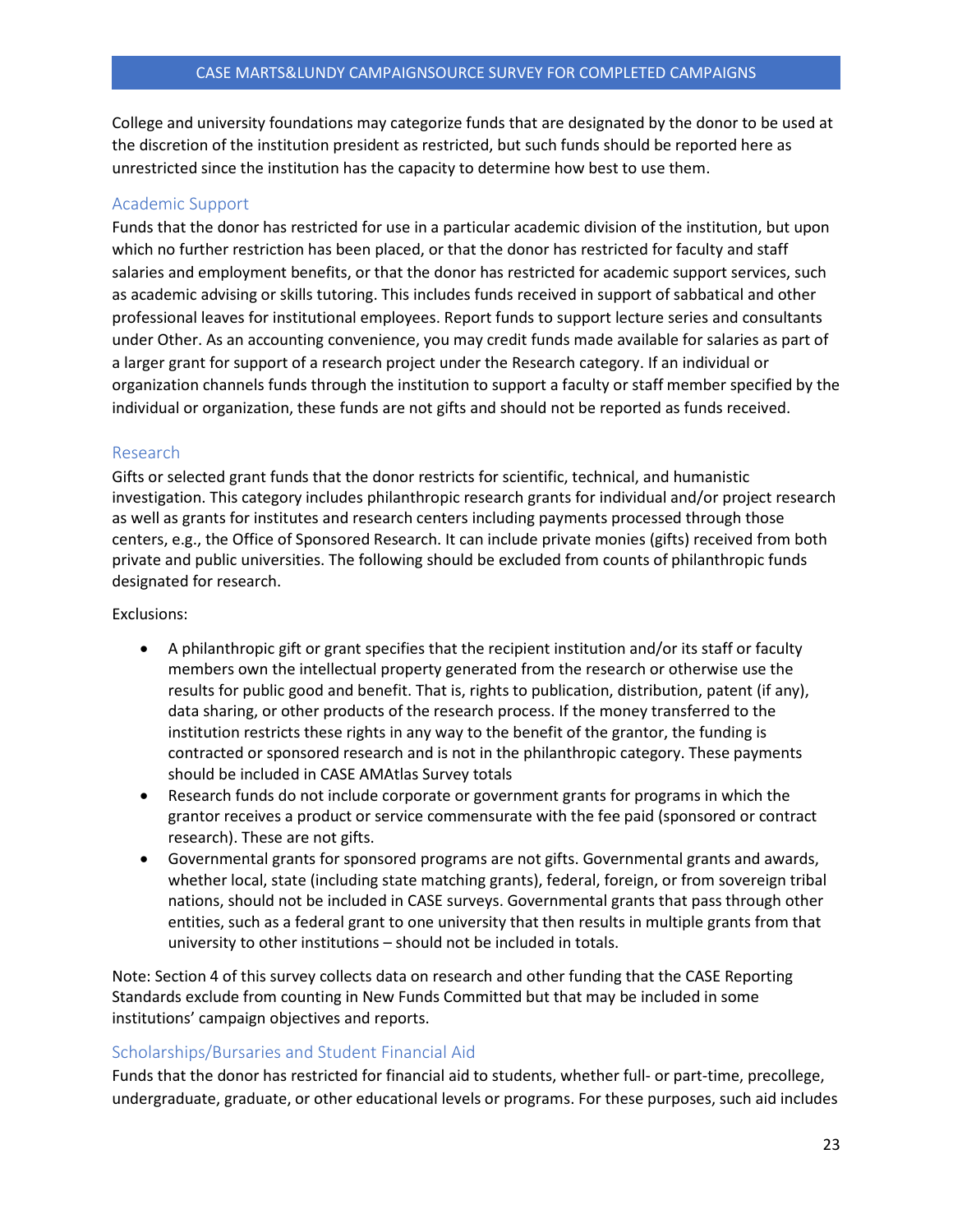College and university foundations may categorize funds that are designated by the donor to be used at the discretion of the institution president as restricted, but such funds should be reported here as unrestricted since the institution has the capacity to determine how best to use them.

### Academic Support

Funds that the donor has restricted for use in a particular academic division of the institution, but upon which no further restriction has been placed, or that the donor has restricted for faculty and staff salaries and employment benefits, or that the donor has restricted for academic support services, such as academic advising or skills tutoring. This includes funds received in support of sabbatical and other professional leaves for institutional employees. Report funds to support lecture series and consultants under Other. As an accounting convenience, you may credit funds made available for salaries as part of a larger grant for support of a research project under the Research category. If an individual or organization channels funds through the institution to support a faculty or staff member specified by the individual or organization, these funds are not gifts and should not be reported as funds received.

### Research

Gifts or selected grant funds that the donor restricts for scientific, technical, and humanistic investigation. This category includes philanthropic research grants for individual and/or project research as well as grants for institutes and research centers including payments processed through those centers, e.g., the Office of Sponsored Research. It can include private monies (gifts) received from both private and public universities. The following should be excluded from counts of philanthropic funds designated for research.

Exclusions:

- A philanthropic gift or grant specifies that the recipient institution and/or its staff or faculty members own the intellectual property generated from the research or otherwise use the results for public good and benefit. That is, rights to publication, distribution, patent (if any), data sharing, or other products of the research process. If the money transferred to the institution restricts these rights in any way to the benefit of the grantor, the funding is contracted or sponsored research and is not in the philanthropic category. These payments should be included in CASE AMAtlas Survey totals
- Research funds do not include corporate or government grants for programs in which the grantor receives a product or service commensurate with the fee paid (sponsored or contract research). These are not gifts.
- Governmental grants for sponsored programs are not gifts. Governmental grants and awards, whether local, state (including state matching grants), federal, foreign, or from sovereign tribal nations, should not be included in CASE surveys. Governmental grants that pass through other entities, such as a federal grant to one university that then results in multiple grants from that university to other institutions – should not be included in totals.

Note: Section 4 of this survey collects data on research and other funding that the CASE Reporting Standards exclude from counting in New Funds Committed but that may be included in some institutions' campaign objectives and reports.

### Scholarships/Bursaries and Student Financial Aid

Funds that the donor has restricted for financial aid to students, whether full- or part-time, precollege, undergraduate, graduate, or other educational levels or programs. For these purposes, such aid includes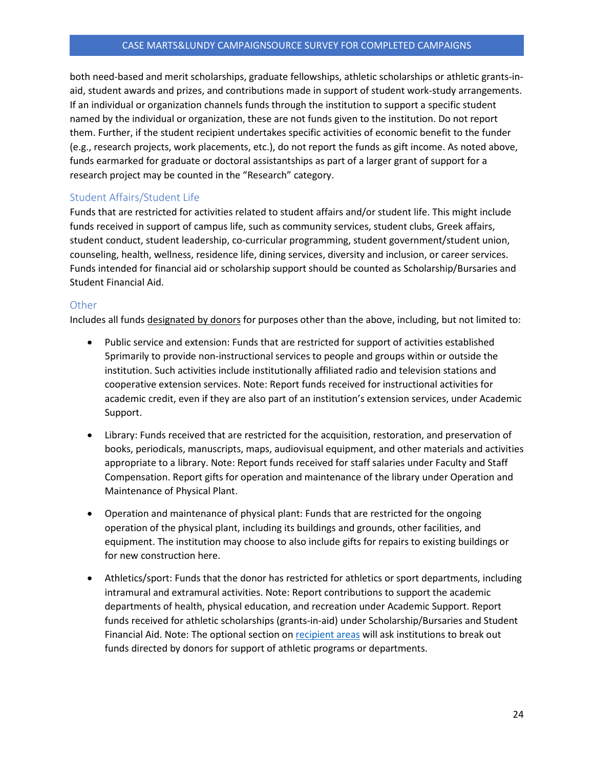both need-based and merit scholarships, graduate fellowships, athletic scholarships or athletic grants-in-aid, student awards and prizes, and contributions made in support of student work-study arrangements. If an individual or organization channels funds through the institution to support a specific student named by the individual or organization, these are not funds given to the institution. Do not report them. Further, if the student recipient undertakes specific activities of economic benefit to the funder (e.g., research projects, work placements, etc.), do not report the funds as gift income. As noted above, funds earmarked for graduate or doctoral assistantships as part of a larger grant of support for a research project may be counted in the “Research” category.

### Student Affairs/Student Life

Funds that are restricted for activities related to student affairs and/or student life. This might include funds received in support of campus life, such as community services, student clubs, Greek affairs, student conduct, student leadership, co-curricular programming, student government/student union, counseling, health, wellness, residence life, dining services, diversity and inclusion, or career services. Funds intended for financial aid or scholarship support should be counted as Scholarship/Bursaries and Student Financial Aid.

### Other

Includes all funds designated by donors for purposes other than the above, including, but not limited to:

- Public service and extension: Funds that are restricted for support of activities established 5primarily to provide non-instructional services to people and groups within or outside the institution. Such activities include institutionally affiliated radio and television stations and cooperative extension services. Note: Report funds received for instructional activities for academic credit, even if they are also part of an institution’s extension services, under Academic Support.

- Library: Funds received that are restricted for the acquisition, restoration, and preservation of books, periodicals, manuscripts, maps, audiovisual equipment, and other materials and activities appropriate to a library. Note: Report funds received for staff salaries under Faculty and Staff Compensation. Report gifts for operation and maintenance of the library under Operation and Maintenance of Physical Plant.

- Operation and maintenance of physical plant: Funds that are restricted for the ongoing operation of the physical plant, including its buildings and grounds, other facilities, and equipment. The institution may choose to also include gifts for repairs to existing buildings or for new construction here.

- Athletics/sport: Funds that the donor has restricted for athletics or sport departments, including intramural and extramural activities. Note: Report contributions to support the academic departments of health, physical education, and recreation under Academic Support. Report funds received for athletic scholarships (grants-in-aid) under Scholarship/Bursaries and Student Financial Aid. Note: The optional section on recipient areas will ask institutions to break out funds directed by donors for support of athletic programs or departments.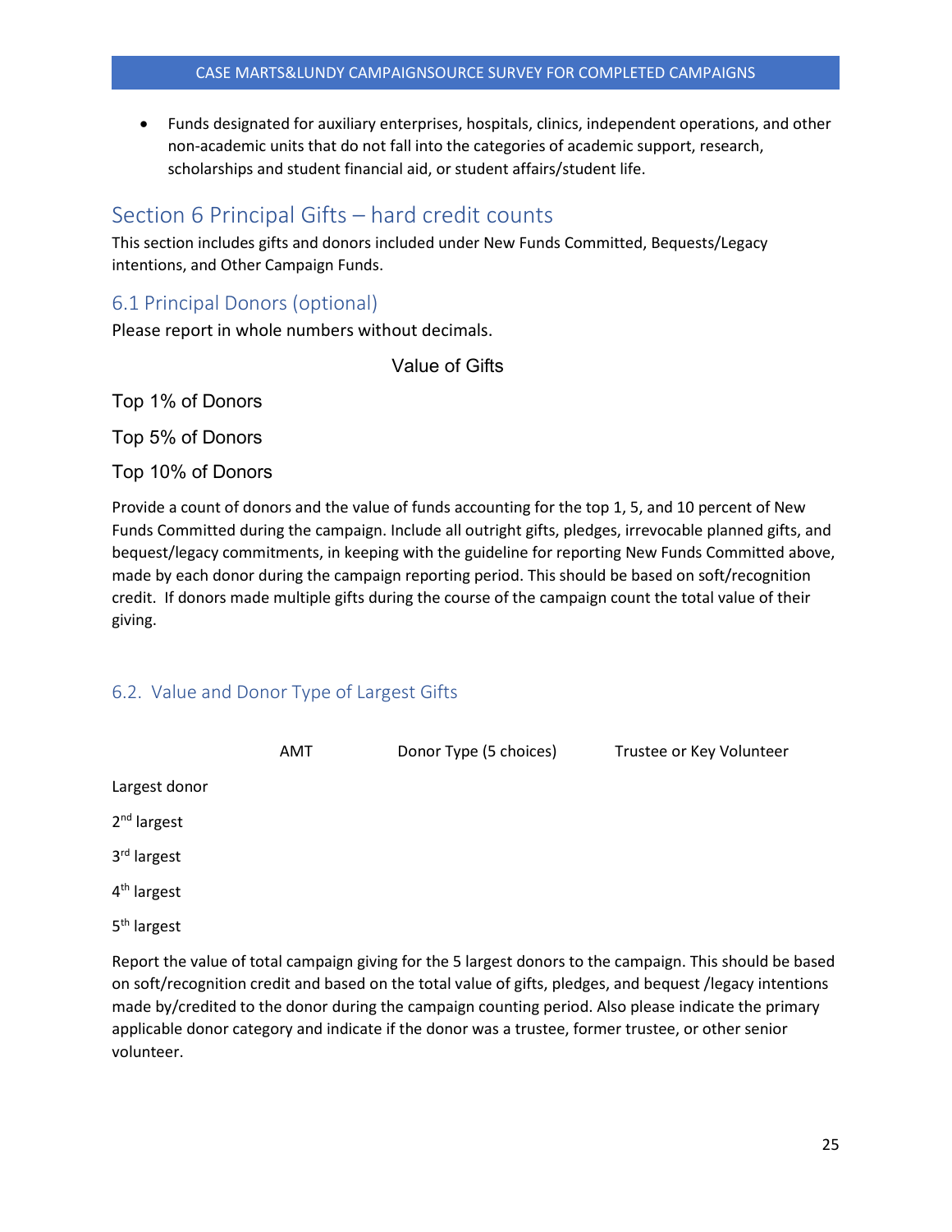- Funds designated for auxiliary enterprises, hospitals, clinics, independent operations, and other non-academic units that do not fall into the categories of academic support, research, scholarships and student financial aid, or student affairs/student life.

## Section 6 Principal Gifts – hard credit counts

This section includes gifts and donors included under New Funds Committed, Bequests/Legacy intentions, and Other Campaign Funds.

### 6.1 Principal Donors (optional)

Please report in whole numbers without decimals.

| | Value of Gifts |
|---|---|
| Top 1% of Donors | |
| Top 5% of Donors | |
| Top 10% of Donors | |

Provide a count of donors and the value of funds accounting for the top 1, 5, and 10 percent of New Funds Committed during the campaign. Include all outright gifts, pledges, irrevocable planned gifts, and bequest/legacy commitments, in keeping with the guideline for reporting New Funds Committed above, made by each donor during the campaign reporting period. This should be based on soft/recognition credit. If donors made multiple gifts during the course of the campaign count the total value of their giving.

### 6.2. Value and Donor Type of Largest Gifts

| | AMT | Donor Type (5 choices) | Trustee or Key Volunteer |
|---|---|---|---|
| Largest donor | | | |
| 2nd largest | | | |
| 3rd largest | | | |
| 4th largest | | | |
| 5th largest | | | |

Report the value of total campaign giving for the 5 largest donors to the campaign. This should be based on soft/recognition credit and based on the total value of gifts, pledges, and bequest /legacy intentions made by/credited to the donor during the campaign counting period. Also please indicate the primary applicable donor category and indicate if the donor was a trustee, former trustee, or other senior volunteer.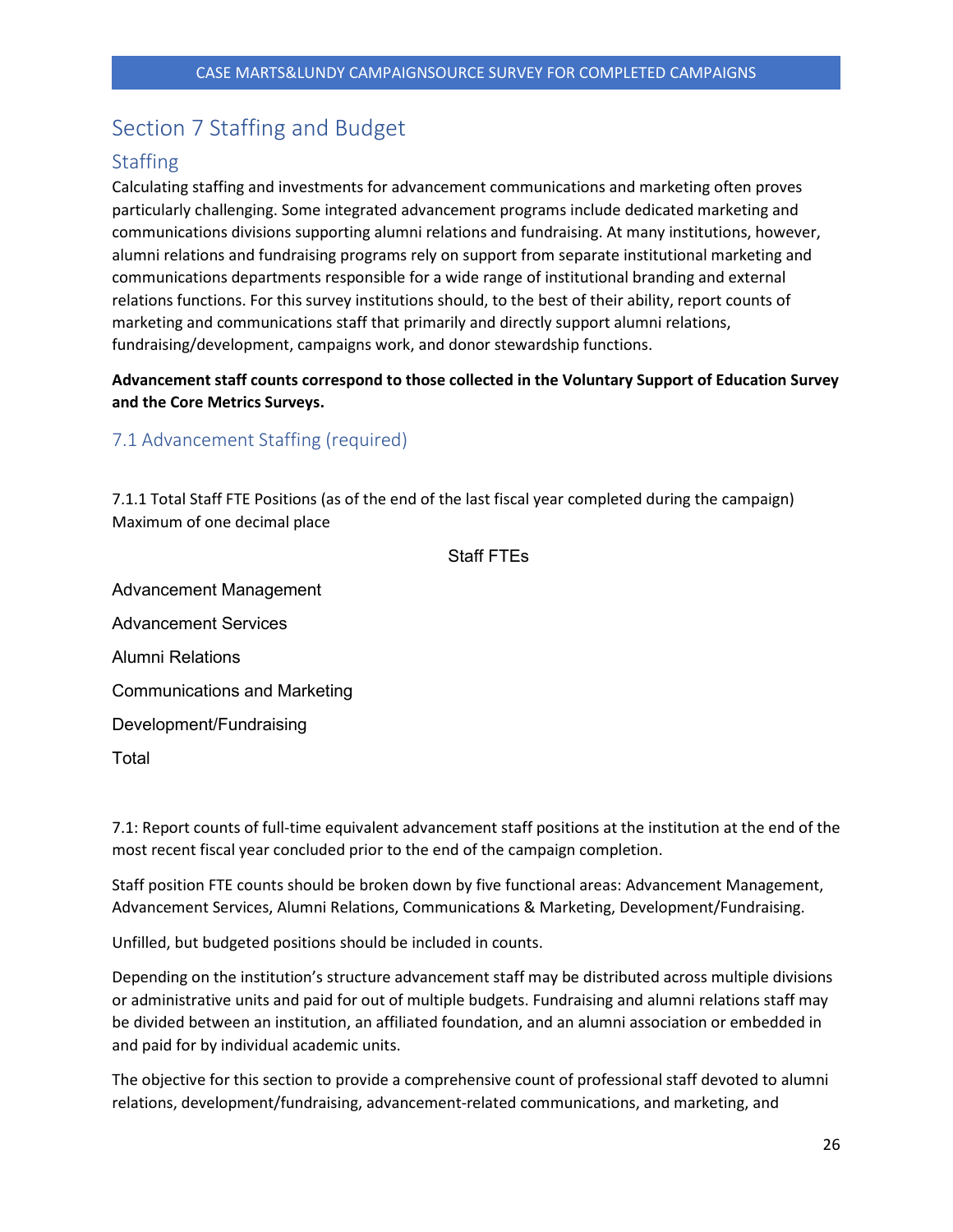# Section 7 Staffing and Budget

## Staffing

Calculating staffing and investments for advancement communications and marketing often proves particularly challenging. Some integrated advancement programs include dedicated marketing and communications divisions supporting alumni relations and fundraising. At many institutions, however, alumni relations and fundraising programs rely on support from separate institutional marketing and communications departments responsible for a wide range of institutional branding and external relations functions. For this survey institutions should, to the best of their ability, report counts of marketing and communications staff that primarily and directly support alumni relations, fundraising/development, campaigns work, and donor stewardship functions.

**Advancement staff counts correspond to those collected in the Voluntary Support of Education Survey and the Core Metrics Surveys.**

### 7.1 Advancement Staffing (required)

7.1.1 Total Staff FTE Positions (as of the end of the last fiscal year completed during the campaign)
Maximum of one decimal place

| | Staff FTEs |
|---|---|
| Advancement Management | |
| Advancement Services | |
| Alumni Relations | |
| Communications and Marketing | |
| Development/Fundraising | |
| Total | |

7.1: Report counts of full-time equivalent advancement staff positions at the institution at the end of the most recent fiscal year concluded prior to the end of the campaign completion.

Staff position FTE counts should be broken down by five functional areas: Advancement Management, Advancement Services, Alumni Relations, Communications & Marketing, Development/Fundraising.

Unfilled, but budgeted positions should be included in counts.

Depending on the institution's structure advancement staff may be distributed across multiple divisions or administrative units and paid for out of multiple budgets. Fundraising and alumni relations staff may be divided between an institution, an affiliated foundation, and an alumni association or embedded in and paid for by individual academic units.

The objective for this section to provide a comprehensive count of professional staff devoted to alumni relations, development/fundraising, advancement-related communications, and marketing, and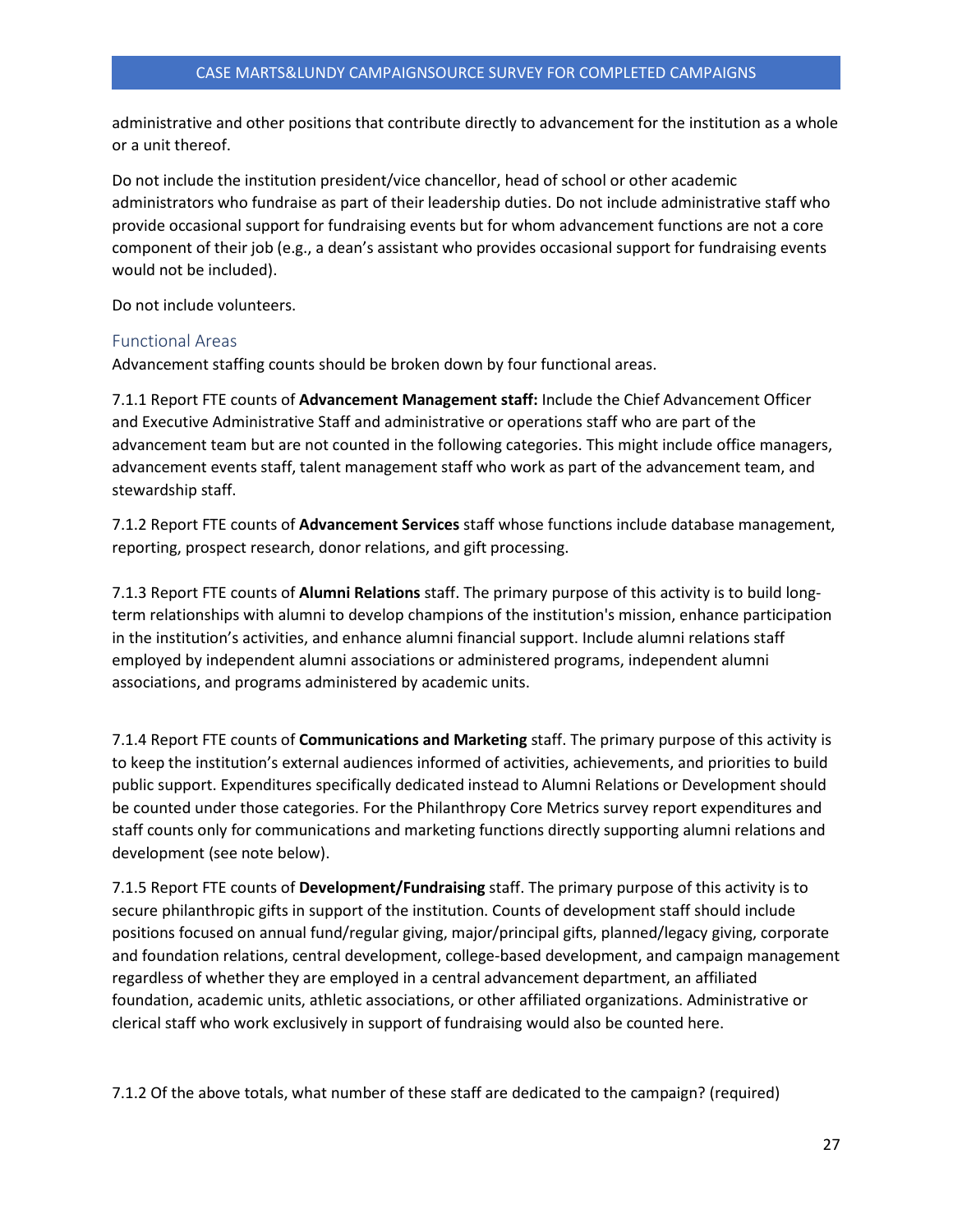administrative and other positions that contribute directly to advancement for the institution as a whole or a unit thereof.

Do not include the institution president/vice chancellor, head of school or other academic administrators who fundraise as part of their leadership duties. Do not include administrative staff who provide occasional support for fundraising events but for whom advancement functions are not a core component of their job (e.g., a dean's assistant who provides occasional support for fundraising events would not be included).

Do not include volunteers.

### Functional Areas

Advancement staffing counts should be broken down by four functional areas.

7.1.1 Report FTE counts of **Advancement Management staff:** Include the Chief Advancement Officer and Executive Administrative Staff and administrative or operations staff who are part of the advancement team but are not counted in the following categories. This might include office managers, advancement events staff, talent management staff who work as part of the advancement team, and stewardship staff.

7.1.2 Report FTE counts of **Advancement Services** staff whose functions include database management, reporting, prospect research, donor relations, and gift processing.

7.1.3 Report FTE counts of **Alumni Relations** staff. The primary purpose of this activity is to build long-term relationships with alumni to develop champions of the institution's mission, enhance participation in the institution's activities, and enhance alumni financial support. Include alumni relations staff employed by independent alumni associations or administered programs, independent alumni associations, and programs administered by academic units.

7.1.4 Report FTE counts of **Communications and Marketing** staff. The primary purpose of this activity is to keep the institution's external audiences informed of activities, achievements, and priorities to build public support. Expenditures specifically dedicated instead to Alumni Relations or Development should be counted under those categories. For the Philanthropy Core Metrics survey report expenditures and staff counts only for communications and marketing functions directly supporting alumni relations and development (see note below).

7.1.5 Report FTE counts of **Development/Fundraising** staff. The primary purpose of this activity is to secure philanthropic gifts in support of the institution. Counts of development staff should include positions focused on annual fund/regular giving, major/principal gifts, planned/legacy giving, corporate and foundation relations, central development, college-based development, and campaign management regardless of whether they are employed in a central advancement department, an affiliated foundation, academic units, athletic associations, or other affiliated organizations. Administrative or clerical staff who work exclusively in support of fundraising would also be counted here.

7.1.2 Of the above totals, what number of these staff are dedicated to the campaign? (required)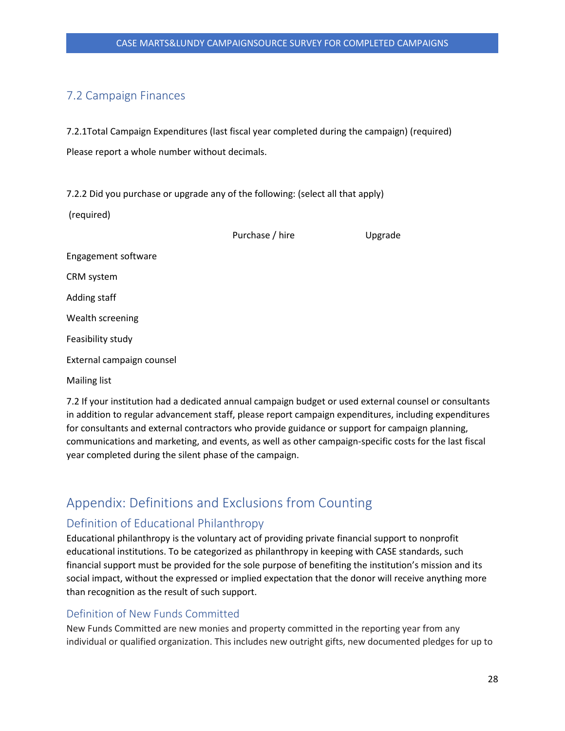## 7.2 Campaign Finances

7.2.1Total Campaign Expenditures (last fiscal year completed during the campaign) (required)

Please report a whole number without decimals.

7.2.2 Did you purchase or upgrade any of the following: (select all that apply)

(required)

| | Purchase / hire | Upgrade |
|---|---|---|
| Engagement software | | |
| CRM system | | |
| Adding staff | | |
| Wealth screening | | |
| Feasibility study | | |
| External campaign counsel | | |
| Mailing list | | |

7.2 If your institution had a dedicated annual campaign budget or used external counsel or consultants in addition to regular advancement staff, please report campaign expenditures, including expenditures for consultants and external contractors who provide guidance or support for campaign planning, communications and marketing, and events, as well as other campaign-specific costs for the last fiscal year completed during the silent phase of the campaign.

# Appendix: Definitions and Exclusions from Counting

## Definition of Educational Philanthropy

Educational philanthropy is the voluntary act of providing private financial support to nonprofit educational institutions. To be categorized as philanthropy in keeping with CASE standards, such financial support must be provided for the sole purpose of benefiting the institution's mission and its social impact, without the expressed or implied expectation that the donor will receive anything more than recognition as the result of such support.

## Definition of New Funds Committed

New Funds Committed are new monies and property committed in the reporting year from any individual or qualified organization. This includes new outright gifts, new documented pledges for up to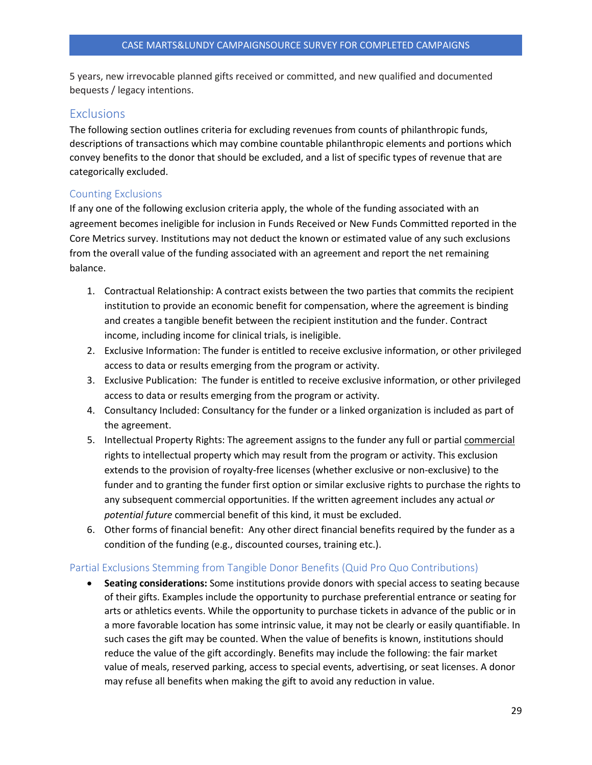5 years, new irrevocable planned gifts received or committed, and new qualified and documented bequests / legacy intentions.

## Exclusions

The following section outlines criteria for excluding revenues from counts of philanthropic funds, descriptions of transactions which may combine countable philanthropic elements and portions which convey benefits to the donor that should be excluded, and a list of specific types of revenue that are categorically excluded.

### Counting Exclusions

If any one of the following exclusion criteria apply, the whole of the funding associated with an agreement becomes ineligible for inclusion in Funds Received or New Funds Committed reported in the Core Metrics survey. Institutions may not deduct the known or estimated value of any such exclusions from the overall value of the funding associated with an agreement and report the net remaining balance.

1. Contractual Relationship: A contract exists between the two parties that commits the recipient institution to provide an economic benefit for compensation, where the agreement is binding and creates a tangible benefit between the recipient institution and the funder. Contract income, including income for clinical trials, is ineligible.
2. Exclusive Information: The funder is entitled to receive exclusive information, or other privileged access to data or results emerging from the program or activity.
3. Exclusive Publication: The funder is entitled to receive exclusive information, or other privileged access to data or results emerging from the program or activity.
4. Consultancy Included: Consultancy for the funder or a linked organization is included as part of the agreement.
5. Intellectual Property Rights: The agreement assigns to the funder any full or partial commercial rights to intellectual property which may result from the program or activity. This exclusion extends to the provision of royalty-free licenses (whether exclusive or non-exclusive) to the funder and to granting the funder first option or similar exclusive rights to purchase the rights to any subsequent commercial opportunities. If the written agreement includes any actual *or potential future* commercial benefit of this kind, it must be excluded.
6. Other forms of financial benefit: Any other direct financial benefits required by the funder as a condition of the funding (e.g., discounted courses, training etc.).

### Partial Exclusions Stemming from Tangible Donor Benefits (Quid Pro Quo Contributions)

- **Seating considerations:** Some institutions provide donors with special access to seating because of their gifts. Examples include the opportunity to purchase preferential entrance or seating for arts or athletics events. While the opportunity to purchase tickets in advance of the public or in a more favorable location has some intrinsic value, it may not be clearly or easily quantifiable. In such cases the gift may be counted. When the value of benefits is known, institutions should reduce the value of the gift accordingly. Benefits may include the following: the fair market value of meals, reserved parking, access to special events, advertising, or seat licenses. A donor may refuse all benefits when making the gift to avoid any reduction in value.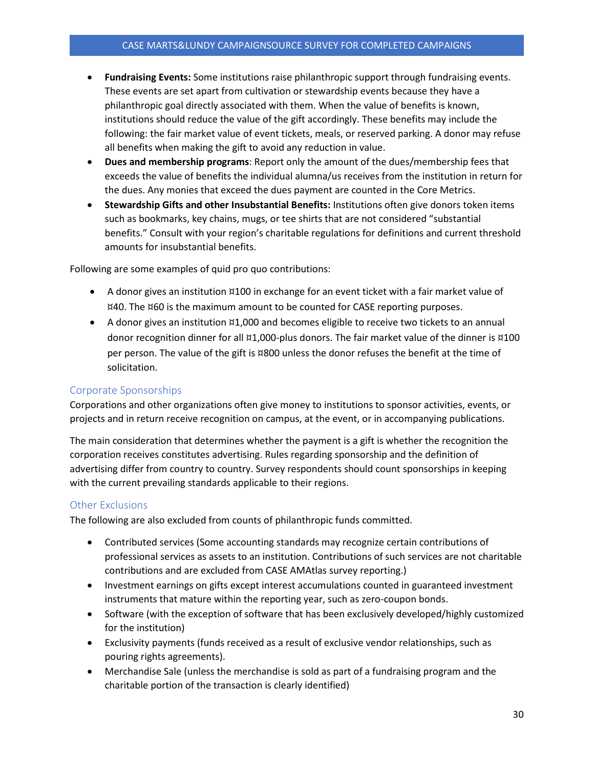- **Fundraising Events:** Some institutions raise philanthropic support through fundraising events. These events are set apart from cultivation or stewardship events because they have a philanthropic goal directly associated with them. When the value of benefits is known, institutions should reduce the value of the gift accordingly. These benefits may include the following: the fair market value of event tickets, meals, or reserved parking. A donor may refuse all benefits when making the gift to avoid any reduction in value.
- **Dues and membership programs**: Report only the amount of the dues/membership fees that exceeds the value of benefits the individual alumna/us receives from the institution in return for the dues. Any monies that exceed the dues payment are counted in the Core Metrics.
- **Stewardship Gifts and other Insubstantial Benefits:** Institutions often give donors token items such as bookmarks, key chains, mugs, or tee shirts that are not considered "substantial benefits." Consult with your region's charitable regulations for definitions and current threshold amounts for insubstantial benefits.

Following are some examples of quid pro quo contributions:

- A donor gives an institution ¤100 in exchange for an event ticket with a fair market value of ¤40. The ¤60 is the maximum amount to be counted for CASE reporting purposes.
- A donor gives an institution ¤1,000 and becomes eligible to receive two tickets to an annual donor recognition dinner for all ¤1,000-plus donors. The fair market value of the dinner is ¤100 per person. The value of the gift is ¤800 unless the donor refuses the benefit at the time of solicitation.

## Corporate Sponsorships

Corporations and other organizations often give money to institutions to sponsor activities, events, or projects and in return receive recognition on campus, at the event, or in accompanying publications.

The main consideration that determines whether the payment is a gift is whether the recognition the corporation receives constitutes advertising. Rules regarding sponsorship and the definition of advertising differ from country to country. Survey respondents should count sponsorships in keeping with the current prevailing standards applicable to their regions.

## Other Exclusions

The following are also excluded from counts of philanthropic funds committed.

- Contributed services (Some accounting standards may recognize certain contributions of professional services as assets to an institution. Contributions of such services are not charitable contributions and are excluded from CASE AMAtlas survey reporting.)
- Investment earnings on gifts except interest accumulations counted in guaranteed investment instruments that mature within the reporting year, such as zero-coupon bonds.
- Software (with the exception of software that has been exclusively developed/highly customized for the institution)
- Exclusivity payments (funds received as a result of exclusive vendor relationships, such as pouring rights agreements).
- Merchandise Sale (unless the merchandise is sold as part of a fundraising program and the charitable portion of the transaction is clearly identified)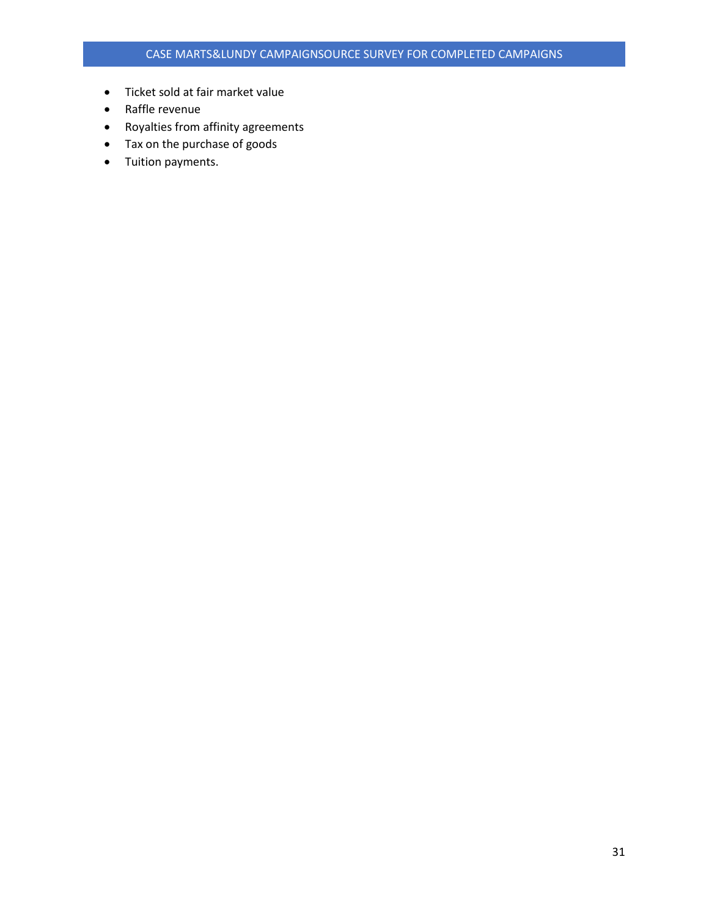- Ticket sold at fair market value
- Raffle revenue
- Royalties from affinity agreements
- Tax on the purchase of goods
- Tuition payments.